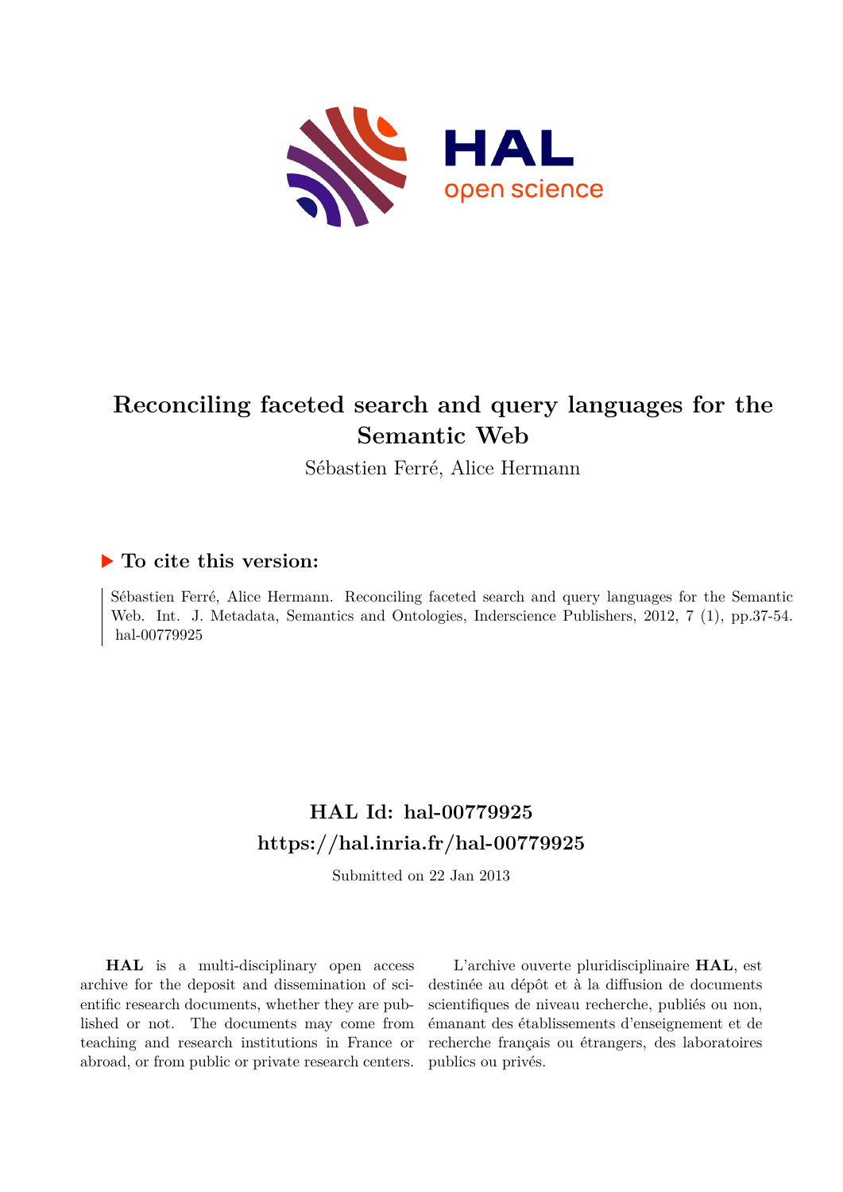# Reconciling faceted search and query languages for the Semantic Web

Sébastien Ferré, Alice Hermann

## ▶ To cite this version:

Sébastien Ferré, Alice Hermann. Reconciling faceted search and query languages for the Semantic Web. Int. J. Metadata, Semantics and Ontologies, Inderscience Publishers, 2012, 7 (1), pp.37-54. hal-00779925

## HAL Id: hal-00779925
## https://hal.inria.fr/hal-00779925

Submitted on 22 Jan 2013

**HAL** is a multi-disciplinary open access archive for the deposit and dissemination of scientific research documents, whether they are published or not. The documents may come from teaching and research institutions in France or abroad, or from public or private research centers.

L'archive ouverte pluridisciplinaire **HAL**, est destinée au dépôt et à la diffusion de documents scientifiques de niveau recherche, publiés ou non, émanant des établissements d'enseignement et de recherche français ou étrangers, des laboratoires publics ou privés.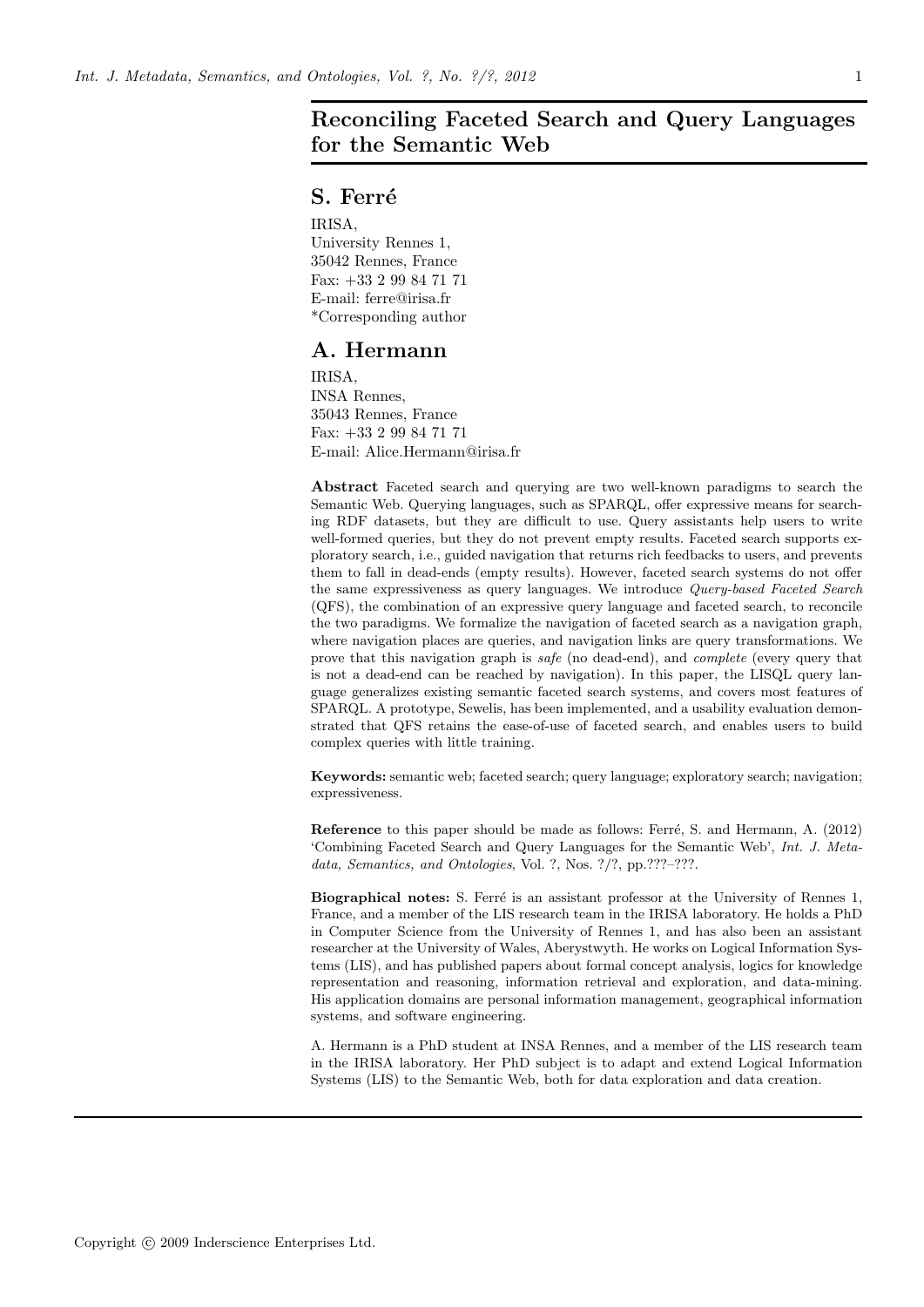# Reconciling Faceted Search and Query Languages for the Semantic Web

## S. Ferré

IRISA,
University Rennes 1,
35042 Rennes, France
Fax: +33 2 99 84 71 71
E-mail: ferre@irisa.fr
*Corresponding author

## A. Hermann

IRISA,
INSA Rennes,
35043 Rennes, France
Fax: +33 2 99 84 71 71
E-mail: Alice.Hermann@irisa.fr

**Abstract** Faceted search and querying are two well-known paradigms to search the Semantic Web. Querying languages, such as SPARQL, offer expressive means for searching RDF datasets, but they are difficult to use. Query assistants help users to write well-formed queries, but they do not prevent empty results. Faceted search supports exploratory search, i.e., guided navigation that returns rich feedbacks to users, and prevents them to fall in dead-ends (empty results). However, faceted search systems do not offer the same expressiveness as query languages. We introduce *Query-based Faceted Search* (QFS), the combination of an expressive query language and faceted search, to reconcile the two paradigms. We formalize the navigation of faceted search as a navigation graph, where navigation places are queries, and navigation links are query transformations. We prove that this navigation graph is *safe* (no dead-end), and *complete* (every query that is not a dead-end can be reached by navigation). In this paper, the LISQL query language generalizes existing semantic faceted search systems, and covers most features of SPARQL. A prototype, Sewelis, has been implemented, and a usability evaluation demonstrated that QFS retains the ease-of-use of faceted search, and enables users to build complex queries with little training.

**Keywords:** semantic web; faceted search; query language; exploratory search; navigation; expressiveness.

**Reference** to this paper should be made as follows: Ferré, S. and Hermann, A. (2012) 'Combining Faceted Search and Query Languages for the Semantic Web', *Int. J. Metadata, Semantics, and Ontologies*, Vol. ?, Nos. ?/?, pp.???–???.

**Biographical notes:** S. Ferré is an assistant professor at the University of Rennes 1, France, and a member of the LIS research team in the IRISA laboratory. He holds a PhD in Computer Science from the University of Rennes 1, and has also been an assistant researcher at the University of Wales, Aberystwyth. He works on Logical Information Systems (LIS), and has published papers about formal concept analysis, logics for knowledge representation and reasoning, information retrieval and exploration, and data-mining. His application domains are personal information management, geographical information systems, and software engineering.

A. Hermann is a PhD student at INSA Rennes, and a member of the LIS research team in the IRISA laboratory. Her PhD subject is to adapt and extend Logical Information Systems (LIS) to the Semantic Web, both for data exploration and data creation.

Copyright © 2009 Inderscience Enterprises Ltd.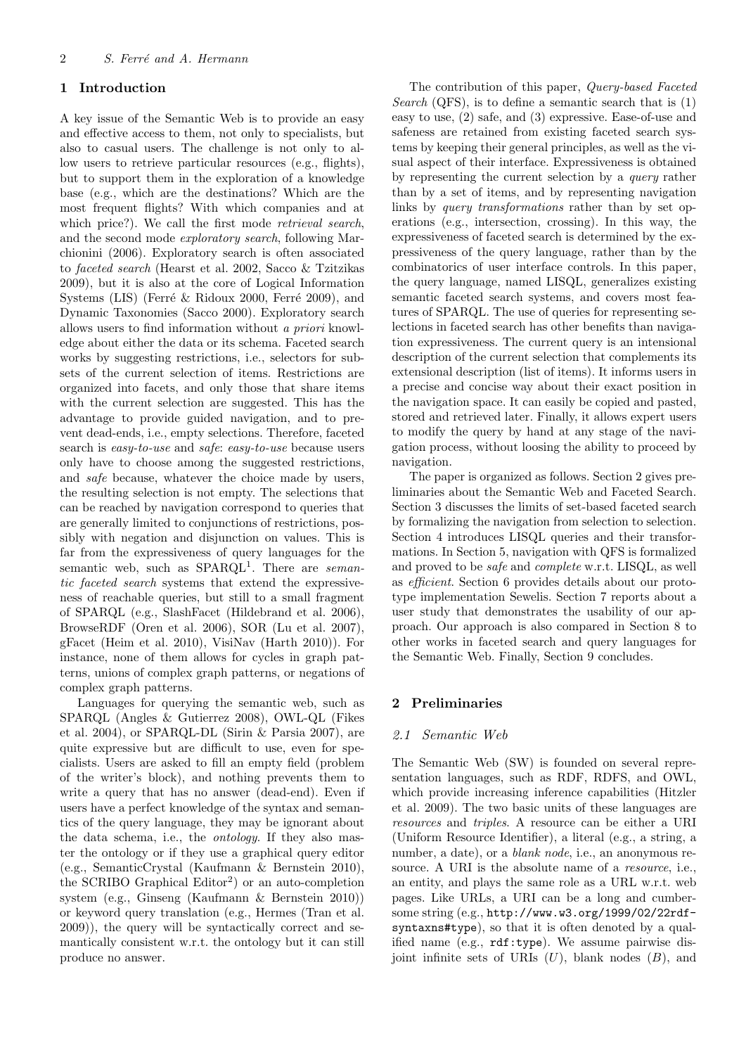## 1 Introduction

A key issue of the Semantic Web is to provide an easy and effective access to them, not only to specialists, but also to casual users. The challenge is not only to allow users to retrieve particular resources (e.g., flights), but to support them in the exploration of a knowledge base (e.g., which are the destinations? Which are the most frequent flights? With which companies and at which price?). We call the first mode *retrieval search*, and the second mode *exploratory search*, following Marchionini (2006). Exploratory search is often associated to *faceted search* (Hearst et al. 2002, Sacco & Tzitzikas 2009), but it is also at the core of Logical Information Systems (LIS) (Ferré & Ridoux 2000, Ferré 2009), and Dynamic Taxonomies (Sacco 2000). Exploratory search allows users to find information without *a priori* knowledge about either the data or its schema. Faceted search works by suggesting restrictions, i.e., selectors for subsets of the current selection of items. Restrictions are organized into facets, and only those that share items with the current selection are suggested. This has the advantage to provide guided navigation, and to prevent dead-ends, i.e., empty selections. Therefore, faceted search is *easy-to-use* and *safe*: *easy-to-use* because users only have to choose among the suggested restrictions, and *safe* because, whatever the choice made by users, the resulting selection is not empty. The selections that can be reached by navigation correspond to queries that are generally limited to conjunctions of restrictions, possibly with negation and disjunction on values. This is far from the expressiveness of query languages for the semantic web, such as SPARQL[1]. There are *semantic faceted search* systems that extend the expressiveness of reachable queries, but still to a small fragment of SPARQL (e.g., SlashFacet (Hildebrand et al. 2006), BrowseRDF (Oren et al. 2006), SOR (Lu et al. 2007), gFacet (Heim et al. 2010), VisiNav (Harth 2010)). For instance, none of them allows for cycles in graph patterns, unions of complex graph patterns, or negations of complex graph patterns.

Languages for querying the semantic web, such as SPARQL (Angles & Gutierrez 2008), OWL-QL (Fikes et al. 2004), or SPARQL-DL (Sirin & Parsia 2007), are quite expressive but are difficult to use, even for specialists. Users are asked to fill an empty field (problem of the writer's block), and nothing prevents them to write a query that has no answer (dead-end). Even if users have a perfect knowledge of the syntax and semantics of the query language, they may be ignorant about the data schema, i.e., the *ontology*. If they also master the ontology or if they use a graphical query editor (e.g., SemanticCrystal (Kaufmann & Bernstein 2010), the SCRIBO Graphical Editor[2]) or an auto-completion system (e.g., Ginseng (Kaufmann & Bernstein 2010)) or keyword query translation (e.g., Hermes (Tran et al. 2009)), the query will be syntactically correct and semantically consistent w.r.t. the ontology but it can still produce no answer.

The contribution of this paper, *Query-based Faceted Search* (QFS), is to define a semantic search that is (1) easy to use, (2) safe, and (3) expressive. Ease-of-use and safeness are retained from existing faceted search systems by keeping their general principles, as well as the visual aspect of their interface. Expressiveness is obtained by representing the current selection by a *query* rather than by a set of items, and by representing navigation links by *query transformations* rather than by set operations (e.g., intersection, crossing). In this way, the expressiveness of faceted search is determined by the expressiveness of the query language, rather than by the combinatorics of user interface controls. In this paper, the query language, named LISQL, generalizes existing semantic faceted search systems, and covers most features of SPARQL. The use of queries for representing selections in faceted search has other benefits than navigation expressiveness. The current query is an intensional description of the current selection that complements its extensional description (list of items). It informs users in a precise and concise way about their exact position in the navigation space. It can easily be copied and pasted, stored and retrieved later. Finally, it allows expert users to modify the query by hand at any stage of the navigation process, without loosing the ability to proceed by navigation.

The paper is organized as follows. Section 2 gives preliminaries about the Semantic Web and Faceted Search. Section 3 discusses the limits of set-based faceted search by formalizing the navigation from selection to selection. Section 4 introduces LISQL queries and their transformations. In Section 5, navigation with QFS is formalized and proved to be *safe* and *complete* w.r.t. LISQL, as well as *efficient*. Section 6 provides details about our prototype implementation Sewelis. Section 7 reports about a user study that demonstrates the usability of our approach. Our approach is also compared in Section 8 to other works in faceted search and query languages for the Semantic Web. Finally, Section 9 concludes.

## 2 Preliminaries

### 2.1 Semantic Web

The Semantic Web (SW) is founded on several representation languages, such as RDF, RDFS, and OWL, which provide increasing inference capabilities (Hitzler et al. 2009). The two basic units of these languages are *resources* and *triples*. A resource can be either a URI (Uniform Resource Identifier), a literal (e.g., a string, a number, a date), or a *blank node*, i.e., an anonymous resource. A URI is the absolute name of a *resource*, i.e., an entity, and plays the same role as a URL w.r.t. web pages. Like URLs, a URI can be a long and cumbersome string (e.g., `http://www.w3.org/1999/02/22rdf-syntaxns#type`), so that it is often denoted by a qualified name (e.g., `rdf:type`). We assume pairwise disjoint infinite sets of URIs ($U$), blank nodes ($B$), and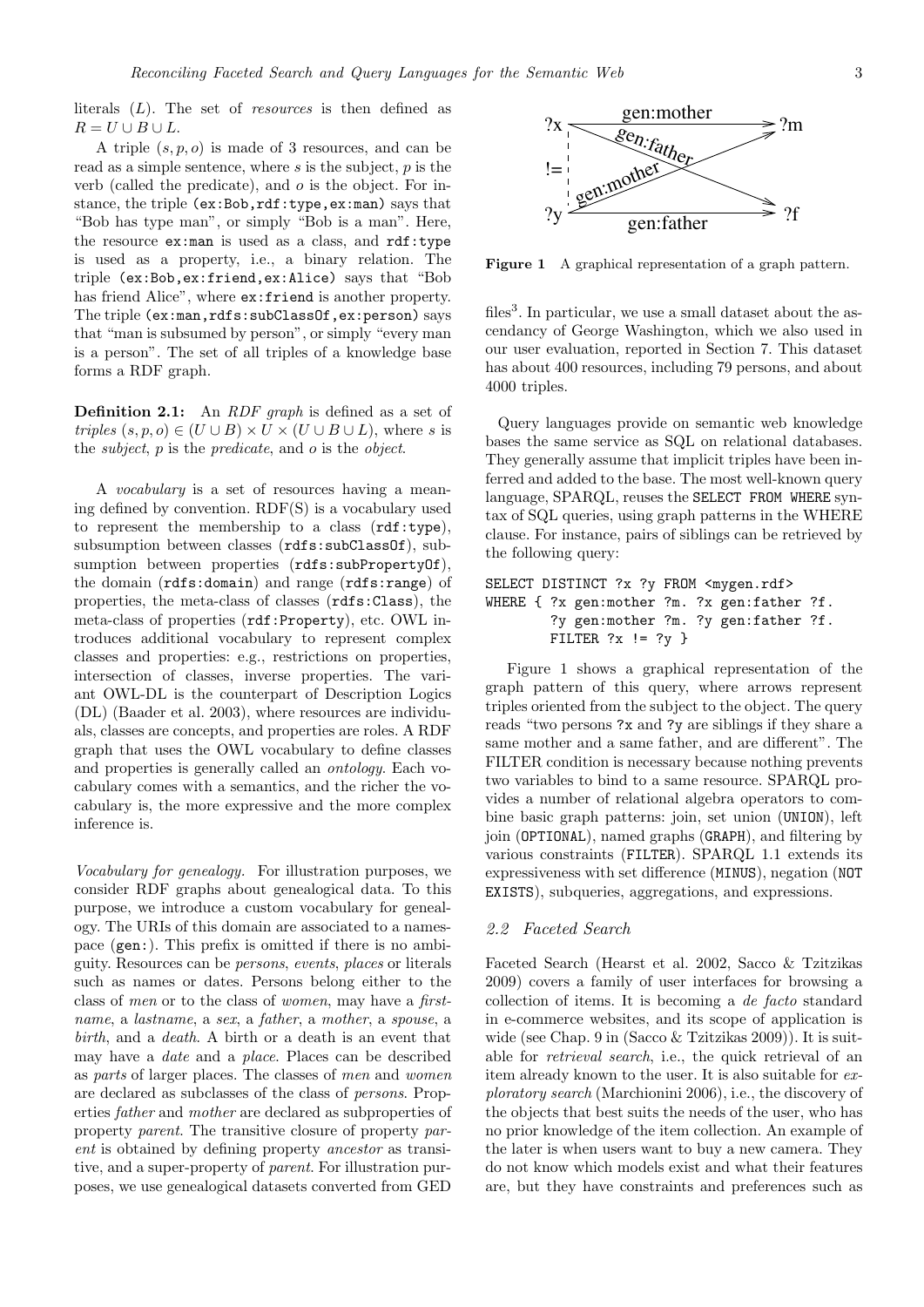literals ($L$). The set of *resources* is then defined as $R = U \cup B \cup L$.

A triple $(s, p, o)$ is made of 3 resources, and can be read as a simple sentence, where $s$ is the subject, $p$ is the verb (called the predicate), and $o$ is the object. For instance, the triple `(ex:Bob,rdf:type,ex:man)` says that "Bob has type man", or simply "Bob is a man". Here, the resource `ex:man` is used as a class, and `rdf:type` is used as a property, i.e., a binary relation. The triple `(ex:Bob,ex:friend,ex:Alice)` says that "Bob has friend Alice", where `ex:friend` is another property. The triple `(ex:man,rdfs:subClassOf,ex:person)` says that "man is subsumed by person", or simply "every man is a person". The set of all triples of a knowledge base forms a RDF graph.

**Definition 2.1:** An *RDF graph* is defined as a set of *triples* $(s, p, o) \in (U \cup B) \times U \times (U \cup B \cup L)$, where $s$ is the *subject*, $p$ is the *predicate*, and $o$ is the *object*.

A *vocabulary* is a set of resources having a meaning defined by convention. RDF(S) is a vocabulary used to represent the membership to a class (`rdf:type`), subsumption between classes (`rdfs:subClassOf`), subsumption between properties (`rdfs:subPropertyOf`), the domain (`rdfs:domain`) and range (`rdfs:range`) of properties, the meta-class of classes (`rdfs:Class`), the meta-class of properties (`rdf:Property`), etc. OWL introduces additional vocabulary to represent complex classes and properties: e.g., restrictions on properties, intersection of classes, inverse properties. The variant OWL-DL is the counterpart of Description Logics (DL) (Baader et al. 2003), where resources are individuals, classes are concepts, and properties are roles. A RDF graph that uses the OWL vocabulary to define classes and properties is generally called an *ontology*. Each vocabulary comes with a semantics, and the richer the vocabulary is, the more expressive and the more complex inference is.

*Vocabulary for genealogy.* For illustration purposes, we consider RDF graphs about genealogical data. To this purpose, we introduce a custom vocabulary for genealogy. The URIs of this domain are associated to a namespace (`gen:`). This prefix is omitted if there is no ambiguity. Resources can be *persons*, *events*, *places* or literals such as names or dates. Persons belong either to the class of *men* or to the class of *women*, may have a *firstname*, a *lastname*, a *sex*, a *father*, a *mother*, a *spouse*, a *birth*, and a *death*. A birth or a death is an event that may have a *date* and a *place*. Places can be described as *parts* of larger places. The classes of *men* and *women* are declared as subclasses of the class of *persons*. Properties *father* and *mother* are declared as subproperties of property *parent*. The transitive closure of property *parent* is obtained by defining property *ancestor* as transitive, and a super-property of *parent*. For illustration purposes, we use genealogical datasets converted from GED files[3]. In particular, we use a small dataset about the ascendancy of George Washington, which we also used in our user evaluation, reported in Section 7. This dataset has about 400 resources, including 79 persons, and about 4000 triples.

Figure 1 A graphical representation of a graph pattern.

Query languages provide on semantic web knowledge bases the same service as SQL on relational databases. They generally assume that implicit triples have been inferred and added to the base. The most well-known query language, SPARQL, reuses the `SELECT FROM WHERE` syntax of SQL queries, using graph patterns in the WHERE clause. For instance, pairs of siblings can be retrieved by the following query:

```
SELECT DISTINCT ?x ?y FROM <mygen.rdf>
WHERE { ?x gen:mother ?m. ?x gen:father ?f.
        ?y gen:mother ?m. ?y gen:father ?f.
        FILTER ?x != ?y }
```

Figure 1 shows a graphical representation of the graph pattern of this query, where arrows represent triples oriented from the subject to the object. The query reads "two persons `?x` and `?y` are siblings if they share a same mother and a same father, and are different". The FILTER condition is necessary because nothing prevents two variables to bind to a same resource. SPARQL provides a number of relational algebra operators to combine basic graph patterns: join, set union (`UNION`), left join (`OPTIONAL`), named graphs (`GRAPH`), and filtering by various constraints (`FILTER`). SPARQL 1.1 extends its expressiveness with set difference (`MINUS`), negation (`NOT EXISTS`), subqueries, aggregations, and expressions.

### 2.2 Faceted Search

Faceted Search (Hearst et al. 2002, Sacco & Tzitzikas 2009) covers a family of user interfaces for browsing a collection of items. It is becoming a *de facto* standard in e-commerce websites, and its scope of application is wide (see Chap. 9 in (Sacco & Tzitzikas 2009)). It is suitable for *retrieval search*, i.e., the quick retrieval of an item already known to the user. It is also suitable for *exploratory search* (Marchionini 2006), i.e., the discovery of the objects that best suits the needs of the user, who has no prior knowledge of the item collection. An example of the later is when users want to buy a new camera. They do not know which models exist and what their features are, but they have constraints and preferences such as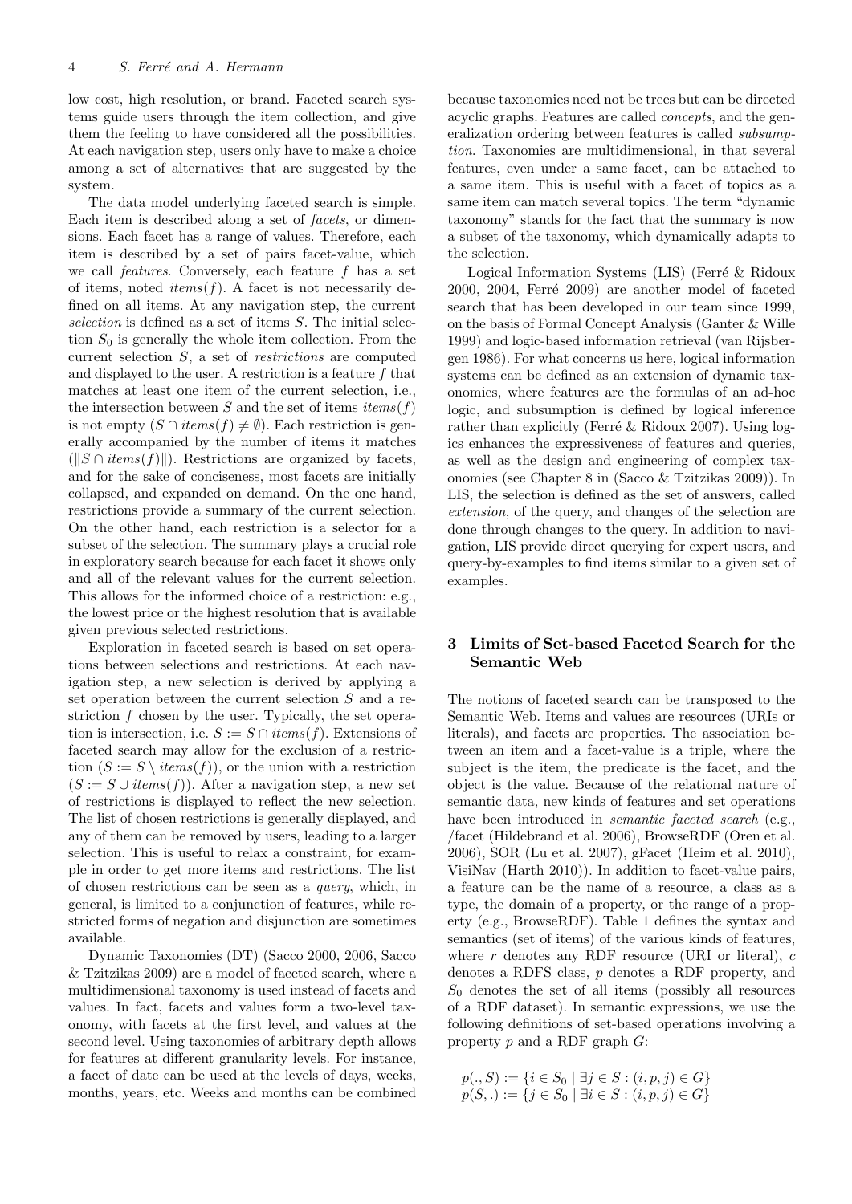low cost, high resolution, or brand. Faceted search systems guide users through the item collection, and give them the feeling to have considered all the possibilities. At each navigation step, users only have to make a choice among a set of alternatives that are suggested by the system.

The data model underlying faceted search is simple. Each item is described along a set of *facets*, or dimensions. Each facet has a range of values. Therefore, each item is described by a set of pairs facet-value, which we call *features*. Conversely, each feature $f$ has a set of items, noted $items(f)$. A facet is not necessarily defined on all items. At any navigation step, the current *selection* is defined as a set of items $S$. The initial selection $S_0$ is generally the whole item collection. From the current selection $S$, a set of *restrictions* are computed and displayed to the user. A restriction is a feature $f$ that matches at least one item of the current selection, i.e., the intersection between $S$ and the set of items $items(f)$ is not empty ($S \cap items(f) \neq \emptyset$). Each restriction is generally accompanied by the number of items it matches ($\|S \cap items(f)\|$). Restrictions are organized by facets, and for the sake of conciseness, most facets are initially collapsed, and expanded on demand. On the one hand, restrictions provide a summary of the current selection. On the other hand, each restriction is a selector for a subset of the selection. The summary plays a crucial role in exploratory search because for each facet it shows only and all of the relevant values for the current selection. This allows for the informed choice of a restriction: e.g., the lowest price or the highest resolution that is available given previous selected restrictions.

Exploration in faceted search is based on set operations between selections and restrictions. At each navigation step, a new selection is derived by applying a set operation between the current selection $S$ and a restriction $f$ chosen by the user. Typically, the set operation is intersection, i.e. $S := S \cap items(f)$. Extensions of faceted search may allow for the exclusion of a restriction ($S := S \setminus items(f)$), or the union with a restriction ($S := S \cup items(f)$). After a navigation step, a new set of restrictions is displayed to reflect the new selection. The list of chosen restrictions is generally displayed, and any of them can be removed by users, leading to a larger selection. This is useful to relax a constraint, for example in order to get more items and restrictions. The list of chosen restrictions can be seen as a *query*, which, in general, is limited to a conjunction of features, while restricted forms of negation and disjunction are sometimes available.

Dynamic Taxonomies (DT) (Sacco 2000, 2006, Sacco & Tzitzikas 2009) are a model of faceted search, where a multidimensional taxonomy is used instead of facets and values. In fact, facets and values form a two-level taxonomy, with facets at the first level, and values at the second level. Using taxonomies of arbitrary depth allows for features at different granularity levels. For instance, a facet of date can be used at the levels of days, weeks, months, years, etc. Weeks and months can be combined because taxonomies need not be trees but can be directed acyclic graphs. Features are called *concepts*, and the generalization ordering between features is called *subsumption*. Taxonomies are multidimensional, in that several features, even under a same facet, can be attached to a same item. This is useful with a facet of topics as a same item can match several topics. The term "dynamic taxonomy" stands for the fact that the summary is now a subset of the taxonomy, which dynamically adapts to the selection.

Logical Information Systems (LIS) (Ferré & Ridoux 2000, 2004, Ferré 2009) are another model of faceted search that has been developed in our team since 1999, on the basis of Formal Concept Analysis (Ganter & Wille 1999) and logic-based information retrieval (van Rijsbergen 1986). For what concerns us here, logical information systems can be defined as an extension of dynamic taxonomies, where features are the formulas of an ad-hoc logic, and subsumption is defined by logical inference rather than explicitly (Ferré & Ridoux 2007). Using logics enhances the expressiveness of features and queries, as well as the design and engineering of complex taxonomies (see Chapter 8 in (Sacco & Tzitzikas 2009)). In LIS, the selection is defined as the set of answers, called *extension*, of the query, and changes of the selection are done through changes to the query. In addition to navigation, LIS provide direct querying for expert users, and query-by-examples to find items similar to a given set of examples.

## 3 Limits of Set-based Faceted Search for the Semantic Web

The notions of faceted search can be transposed to the Semantic Web. Items and values are resources (URIs or literals), and facets are properties. The association between an item and a facet-value is a triple, where the subject is the item, the predicate is the facet, and the object is the value. Because of the relational nature of semantic data, new kinds of features and set operations have been introduced in *semantic faceted search* (e.g., /facet (Hildebrand et al. 2006), BrowseRDF (Oren et al. 2006), SOR (Lu et al. 2007), gFacet (Heim et al. 2010), VisiNav (Harth 2010)). In addition to facet-value pairs, a feature can be the name of a resource, a class as a type, the domain of a property, or the range of a property (e.g., BrowseRDF). Table 1 defines the syntax and semantics (set of items) of the various kinds of features, where $r$ denotes any RDF resource (URI or literal), $c$ denotes a RDFS class, $p$ denotes a RDF property, and $S_0$ denotes the set of all items (possibly all resources of a RDF dataset). In semantic expressions, we use the following definitions of set-based operations involving a property $p$ and a RDF graph $G$:

$$p(., S) := \{i \in S_0 \mid \exists j \in S : (i, p, j) \in G\}$$
$$p(S, .) := \{j \in S_0 \mid \exists i \in S : (i, p, j) \in G\}$$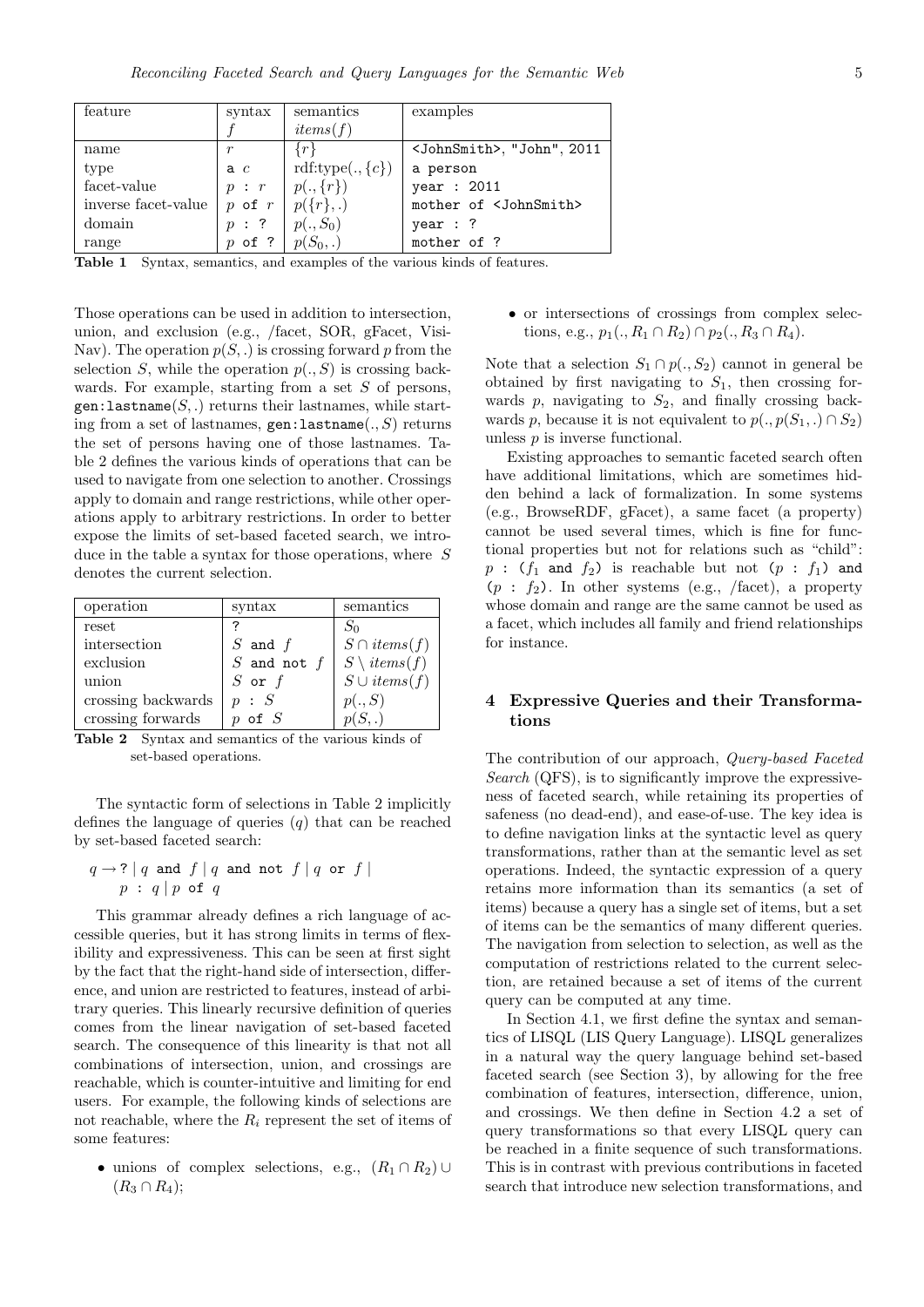| feature | syntax $f$ | semantics $items(f)$ | examples |
|---|---|---|---|
| name | $r$ | $\{r\}$ | `<JohnSmith>`, `"John"`, `2011` |
| type | `a` $c$ | rdf:type$(., \{c\})$ | `a person` |
| facet-value | $p$ `:` $r$ | $p(., \{r\})$ | `year : 2011` |
| inverse facet-value | $p$ `of` $r$ | $p(\{r\}, .)$ | `mother of <JohnSmith>` |
| domain | $p$ `: ?` | $p(., S_0)$ | `year : ?` |
| range | $p$ `of ?` | $p(S_0, .)$ | `mother of ?` |

**Table 1** Syntax, semantics, and examples of the various kinds of features.

Those operations can be used in addition to intersection, union, and exclusion (e.g., /facet, SOR, gFacet, VisiNav). The operation $p(S, .)$ is crossing forward $p$ from the selection $S$, while the operation $p(., S)$ is crossing backwards. For example, starting from a set $S$ of persons, `gen:lastname`$(S, .)$ returns their lastnames, while starting from a set of lastnames, `gen:lastname`$(., S)$ returns the set of persons having one of those lastnames. Table 2 defines the various kinds of operations that can be used to navigate from one selection to another. Crossings apply to domain and range restrictions, while other operations apply to arbitrary restrictions. In order to better expose the limits of set-based faceted search, we introduce in the table a syntax for those operations, where $S$ denotes the current selection.

| operation | syntax | semantics |
|---|---|---|
| reset | `?` | $S_0$ |
| intersection | $S$ `and` $f$ | $S \cap items(f)$ |
| exclusion | $S$ `and not` $f$ | $S \setminus items(f)$ |
| union | $S$ `or` $f$ | $S \cup items(f)$ |
| crossing backwards | $p$ `:` $S$ | $p(., S)$ |
| crossing forwards | $p$ `of` $S$ | $p(S, .)$ |

**Table 2** Syntax and semantics of the various kinds of set-based operations.

The syntactic form of selections in Table 2 implicitly defines the language of queries ($q$) that can be reached by set-based faceted search:

$q \rightarrow$ `?` | $q$ `and` $f$ | $q$ `and not` $f$ | $q$ `or` $f$ |
  $p$ `:` $q$ | $p$ `of` $q$

This grammar already defines a rich language of accessible queries, but it has strong limits in terms of flexibility and expressiveness. This can be seen at first sight by the fact that the right-hand side of intersection, difference, and union are restricted to features, instead of arbitrary queries. This linearly recursive definition of queries comes from the linear navigation of set-based faceted search. The consequence of this linearity is that not all combinations of intersection, union, and crossings are reachable, which is counter-intuitive and limiting for end users. For example, the following kinds of selections are not reachable, where the $R_i$ represent the set of items of some features:

- unions of complex selections, e.g., $(R_1 \cap R_2) \cup (R_3 \cap R_4)$;
- or intersections of crossings from complex selections, e.g., $p_1(., R_1 \cap R_2) \cap p_2(., R_3 \cap R_4)$.

Note that a selection $S_1 \cap p(., S_2)$ cannot in general be obtained by first navigating to $S_1$, then crossing forwards $p$, navigating to $S_2$, and finally crossing backwards $p$, because it is not equivalent to $p(., p(S_1, .) \cap S_2)$ unless $p$ is inverse functional.

Existing approaches to semantic faceted search often have additional limitations, which are sometimes hidden behind a lack of formalization. In some systems (e.g., BrowseRDF, gFacet), a same facet (a property) cannot be used several times, which is fine for functional properties but not for relations such as "child": $p$ `:` `(`$f_1$ `and` $f_2$`)` is reachable but not `(`$p$ `:` $f_1$`)` `and` `(`$p$ `:` $f_2$`)`. In other systems (e.g., /facet), a property whose domain and range are the same cannot be used as a facet, which includes all family and friend relationships for instance.

## 4 Expressive Queries and their Transformations

The contribution of our approach, *Query-based Faceted Search* (QFS), is to significantly improve the expressiveness of faceted search, while retaining its properties of safeness (no dead-end), and ease-of-use. The key idea is to define navigation links at the syntactic level as query transformations, rather than at the semantic level as set operations. Indeed, the syntactic expression of a query retains more information than its semantics (a set of items) because a query has a single set of items, but a set of items can be the semantics of many different queries. The navigation from selection to selection, as well as the computation of restrictions related to the current selection, are retained because a set of items of the current query can be computed at any time.

In Section 4.1, we first define the syntax and semantics of LISQL (LIS Query Language). LISQL generalizes in a natural way the query language behind set-based faceted search (see Section 3), by allowing for the free combination of features, intersection, difference, union, and crossings. We then define in Section 4.2 a set of query transformations so that every LISQL query can be reached in a finite sequence of such transformations. This is in contrast with previous contributions in faceted search that introduce new selection transformations, and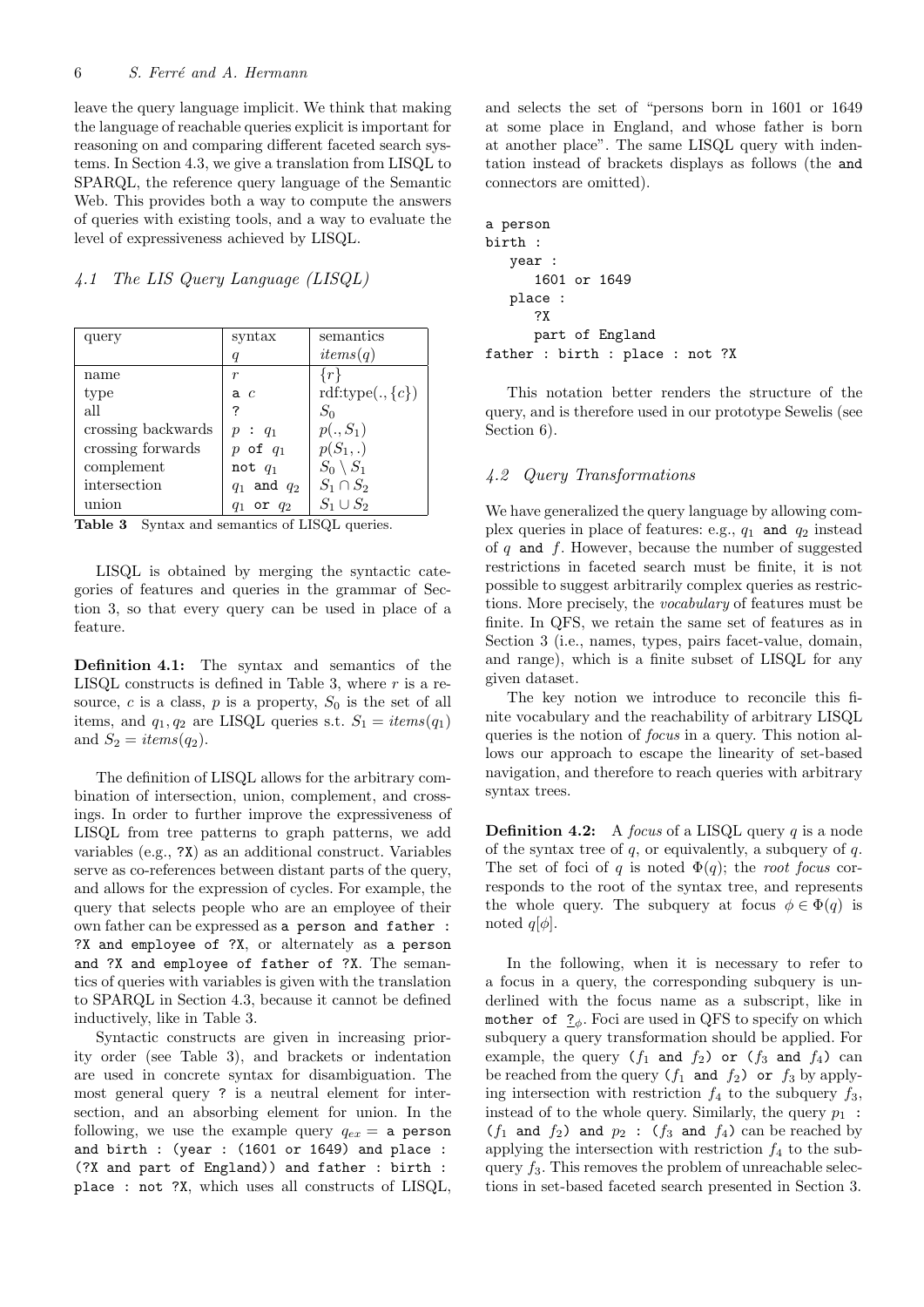leave the query language implicit. We think that making the language of reachable queries explicit is important for reasoning on and comparing different faceted search systems. In Section 4.3, we give a translation from LISQL to SPARQL, the reference query language of the Semantic Web. This provides both a way to compute the answers of queries with existing tools, and a way to evaluate the level of expressiveness achieved by LISQL.

### 4.1 The LIS Query Language (LISQL)

| query | syntax $q$ | semantics $items(q)$ |
|---|---|---|
| name | $r$ | $\{r\}$ |
| type | `a` $c$ | rdf:type$(., \{c\})$ |
| all | `?` | $S_0$ |
| crossing backwards | $p$ `:` $q_1$ | $p(., S_1)$ |
| crossing forwards | $p$ `of` $q_1$ | $p(S_1, .)$ |
| complement | `not` $q_1$ | $S_0 \setminus S_1$ |
| intersection | $q_1$ `and` $q_2$ | $S_1 \cap S_2$ |
| union | $q_1$ `or` $q_2$ | $S_1 \cup S_2$ |

**Table 3** Syntax and semantics of LISQL queries.

LISQL is obtained by merging the syntactic categories of features and queries in the grammar of Section 3, so that every query can be used in place of a feature.

**Definition 4.1:** The syntax and semantics of the LISQL constructs is defined in Table 3, where $r$ is a resource, $c$ is a class, $p$ is a property, $S_0$ is the set of all items, and $q_1, q_2$ are LISQL queries s.t. $S_1 = items(q_1)$ and $S_2 = items(q_2)$.

The definition of LISQL allows for the arbitrary combination of intersection, union, complement, and crossings. In order to further improve the expressiveness of LISQL from tree patterns to graph patterns, we add variables (e.g., `?X`) as an additional construct. Variables serve as co-references between distant parts of the query, and allows for the expression of cycles. For example, the query that selects people who are an employee of their own father can be expressed as `a person and father : ?X and employee of ?X`, or alternately as `a person and ?X and employee of father of ?X`. The semantics of queries with variables is given with the translation to SPARQL in Section 4.3, because it cannot be defined inductively, like in Table 3.

Syntactic constructs are given in increasing priority order (see Table 3), and brackets or indentation are used in concrete syntax for disambiguation. The most general query `?` is a neutral element for intersection, and an absorbing element for union. In the following, we use the example query $q_{ex}$ = `a person and birth : (year : (1601 or 1649) and place : (?X and part of England)) and father : birth : place : not ?X`, which uses all constructs of LISQL, and selects the set of "persons born in 1601 or 1649 at some place in England, and whose father is born at another place". The same LISQL query with indentation instead of brackets displays as follows (the `and` connectors are omitted).

```
a person
birth :
   year :
      1601 or 1649
   place :
      ?X
      part of England
father : birth : place : not ?X
```

This notation better renders the structure of the query, and is therefore used in our prototype Sewelis (see Section 6).

### 4.2 Query Transformations

We have generalized the query language by allowing complex queries in place of features: e.g., $q_1$ `and` $q_2$ instead of $q$ `and` $f$. However, because the number of suggested restrictions in faceted search must be finite, it is not possible to suggest arbitrarily complex queries as restrictions. More precisely, the *vocabulary* of features must be finite. In QFS, we retain the same set of features as in Section 3 (i.e., names, types, pairs facet-value, domain, and range), which is a finite subset of LISQL for any given dataset.

The key notion we introduce to reconcile this finite vocabulary and the reachability of arbitrary LISQL queries is the notion of *focus* in a query. This notion allows our approach to escape the linearity of set-based navigation, and therefore to reach queries with arbitrary syntax trees.

**Definition 4.2:** A *focus* of a LISQL query $q$ is a node of the syntax tree of $q$, or equivalently, a subquery of $q$. The set of foci of $q$ is noted $\Phi(q)$; the *root focus* corresponds to the root of the syntax tree, and represents the whole query. The subquery at focus $\phi \in \Phi(q)$ is noted $q[\phi]$.

In the following, when it is necessary to refer to a focus in a query, the corresponding subquery is underlined with the focus name as a subscript, like in `mother of` $\underline{?}_\phi$. Foci are used in QFS to specify on which subquery a query transformation should be applied. For example, the query `(`$f_1$ `and` $f_2$`) or (`$f_3$ `and` $f_4$`)` can be reached from the query `(`$f_1$ `and` $f_2$`) or` $f_3$ by applying intersection with restriction $f_4$ to the subquery $f_3$, instead of to the whole query. Similarly, the query $p_1$ `: (`$f_1$ `and` $f_2$`) and` $p_2$ `: (`$f_3$ `and` $f_4$`)` can be reached by applying the intersection with restriction $f_4$ to the subquery $f_3$. This removes the problem of unreachable selections in set-based faceted search presented in Section 3.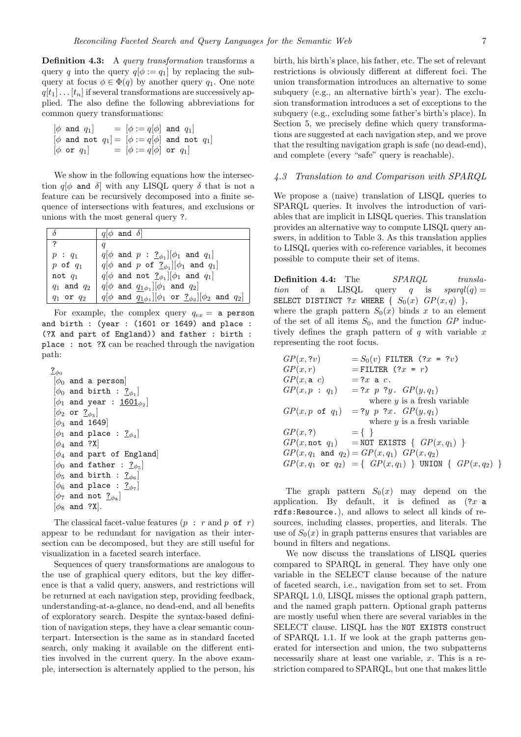**Definition 4.3:** A *query transformation* transforms a query $q$ into the query $q[\phi := q_1]$ by replacing the subquery at focus $\phi \in \Phi(q)$ by another query $q_1$. One note $q[t_1] \dots [t_n]$ if several transformations are successively applied. The also define the following abbreviations for common query transformations:

$$
\begin{aligned}
[\phi \ \texttt{and} \ q_1] &= [\phi := q[\phi] \ \texttt{and} \ q_1] \\
[\phi \ \texttt{and not} \ q_1] &= [\phi := q[\phi] \ \texttt{and not} \ q_1] \\
[\phi \ \texttt{or} \ q_1] &= [\phi := q[\phi] \ \texttt{or} \ q_1]
\end{aligned}
$$

We show in the following equations how the intersection $q[\phi \ \texttt{and} \ \delta]$ with any LISQL query $\delta$ that is not a feature can be recursively decomposed into a finite sequence of intersections with features, and exclusions or unions with the most general query `?`.

| $\delta$ | $q[\phi \ \texttt{and} \ \delta]$ |
|---|---|
| `?` | $q$ |
| $p$ `:` $q_1$ | $q[\phi \ \texttt{and} \ p \ \texttt{:} \ \underline{?}_{\phi_1}][\phi_1 \ \texttt{and} \ q_1]$ |
| $p$ `of` $q_1$ | $q[\phi \ \texttt{and} \ p \ \texttt{of} \ \underline{?}_{\phi_1}][\phi_1 \ \texttt{and} \ q_1]$ |
| `not` $q_1$ | $q[\phi \ \texttt{and not} \ \underline{?}_{\phi_1}][\phi_1 \ \texttt{and} \ q_1]$ |
| $q_1$ `and` $q_2$ | $q[\phi \ \texttt{and} \ \underline{q_1}_{\phi_1}][\phi_1 \ \texttt{and} \ q_2]$ |
| $q_1$ `or` $q_2$ | $q[\phi \ \texttt{and} \ \underline{q_1}_{\phi_1}][\phi_1 \ \texttt{or} \ \underline{?}_{\phi_2}][\phi_2 \ \texttt{and} \ q_2]$ |

For example, the complex query $q_{ex}$ = `a person and birth : (year : (1601 or 1649) and place : (?X and part of England)) and father : birth : place : not ?X` can be reached through the navigation path:

$\underline{?}_{\phi_0}$
$[\phi_0 \ \texttt{and a person}]$
$[\phi_0 \ \texttt{and birth :} \ \underline{?}_{\phi_1}]$
$[\phi_1 \ \texttt{and year :} \ \underline{1601}_{\phi_2}]$
$[\phi_2 \ \texttt{or} \ \underline{?}_{\phi_3}]$
$[\phi_3 \ \texttt{and 1649}]$
$[\phi_1 \ \texttt{and place :} \ \underline{?}_{\phi_4}]$
$[\phi_4 \ \texttt{and ?X}]$
$[\phi_4 \ \texttt{and part of England}]$
$[\phi_0 \ \texttt{and father :} \ \underline{?}_{\phi_5}]$
$[\phi_5 \ \texttt{and birth :} \ \underline{?}_{\phi_6}]$
$[\phi_6 \ \texttt{and place :} \ \underline{?}_{\phi_7}]$
$[\phi_7 \ \texttt{and not} \ \underline{?}_{\phi_8}]$
$[\phi_8 \ \texttt{and ?X}]$.

The classical facet-value features ($p$ `:` $r$ and $p$ `of` $r$) appear to be redundant for navigation as their intersection can be decomposed, but they are still useful for visualization in a faceted search interface.

Sequences of query transformations are analogous to the use of graphical query editors, but the key difference is that a valid query, answers, and restrictions will be returned at each navigation step, providing feedback, understanding-at-a-glance, no dead-end, and all benefits of exploratory search. Despite the syntax-based definition of navigation steps, they have a clear semantic counterpart. Intersection is the same as in standard faceted search, only making it available on the different entities involved in the current query. In the above example, intersection is alternately applied to the person, his birth, his birth's place, his father, etc. The set of relevant restrictions is obviously different at different foci. The union transformation introduces an alternative to some subquery (e.g., an alternative birth's year). The exclusion transformation introduces a set of exceptions to the subquery (e.g., excluding some father's birth's place). In Section 5, we precisely define which query transformations are suggested at each navigation step, and we prove that the resulting navigation graph is safe (no dead-end), and complete (every "safe" query is reachable).

### *4.3 Translation to and Comparison with SPARQL*

We propose a (naive) translation of LISQL queries to SPARQL queries. It involves the introduction of variables that are implicit in LISQL queries. This translation provides an alternative way to compute LISQL query answers, in addition to Table 3. As this translation applies to LISQL queries with co-reference variables, it becomes possible to compute their set of items.

**Definition 4.4:** The *SPARQL translation* of a LISQL query $q$ is $sparql(q)$ = `SELECT DISTINCT` $?x$ `WHERE {` $S_0(x)$ $GP(x, q)$ `}`, where the graph pattern $S_0(x)$ binds $x$ to an element of the set of all items $S_0$, and the function $GP$ inductively defines the graph pattern of $q$ with variable $x$ representing the root focus.

$$
\begin{aligned}
GP(x, ?v) &= S_0(v) \ \texttt{FILTER (}?x\texttt{ = }?v\texttt{)} \\
GP(x, r) &= \texttt{FILTER (}?x\texttt{ = }r\texttt{)} \\
GP(x, \texttt{a} \ c) &= ?x \ \texttt{a} \ c\texttt{.} \\
GP(x, p \ \texttt{:} \ q_1) &= ?x \ p \ ?y\texttt{.} \ GP(y, q_1) \\
&\qquad \text{where } y \text{ is a fresh variable} \\
GP(x, p \ \texttt{of} \ q_1) &= ?y \ p \ ?x\texttt{.} \ GP(y, q_1) \\
&\qquad \text{where } y \text{ is a fresh variable} \\
GP(x, ?) &= \{ \ \} \\
GP(x, \texttt{not} \ q_1) &= \texttt{NOT EXISTS} \ \{ \ GP(x, q_1) \ \} \\
GP(x, q_1 \ \texttt{and} \ q_2) &= GP(x, q_1) \ GP(x, q_2) \\
GP(x, q_1 \ \texttt{or} \ q_2) &= \{ \ GP(x, q_1) \ \} \ \texttt{UNION} \ \{ \ GP(x, q_2) \ \}
\end{aligned}
$$

The graph pattern $S_0(x)$ may depend on the application. By default, it is defined as ($?x$ `a rdfs:Resource.`), and allows to select all kinds of resources, including classes, properties, and literals. The use of $S_0(x)$ in graph patterns ensures that variables are bound in filters and negations.

We now discuss the translations of LISQL queries compared to SPARQL in general. They have only one variable in the SELECT clause because of the nature of faceted search, i.e., navigation from set to set. From SPARQL 1.0, LISQL misses the optional graph pattern, and the named graph pattern. Optional graph patterns are mostly useful when there are several variables in the SELECT clause. LISQL has the `NOT EXISTS` construct of SPARQL 1.1. If we look at the graph patterns generated for intersection and union, the two subpatterns necessarily share at least one variable, $x$. This is a restriction compared to SPARQL, but one that makes little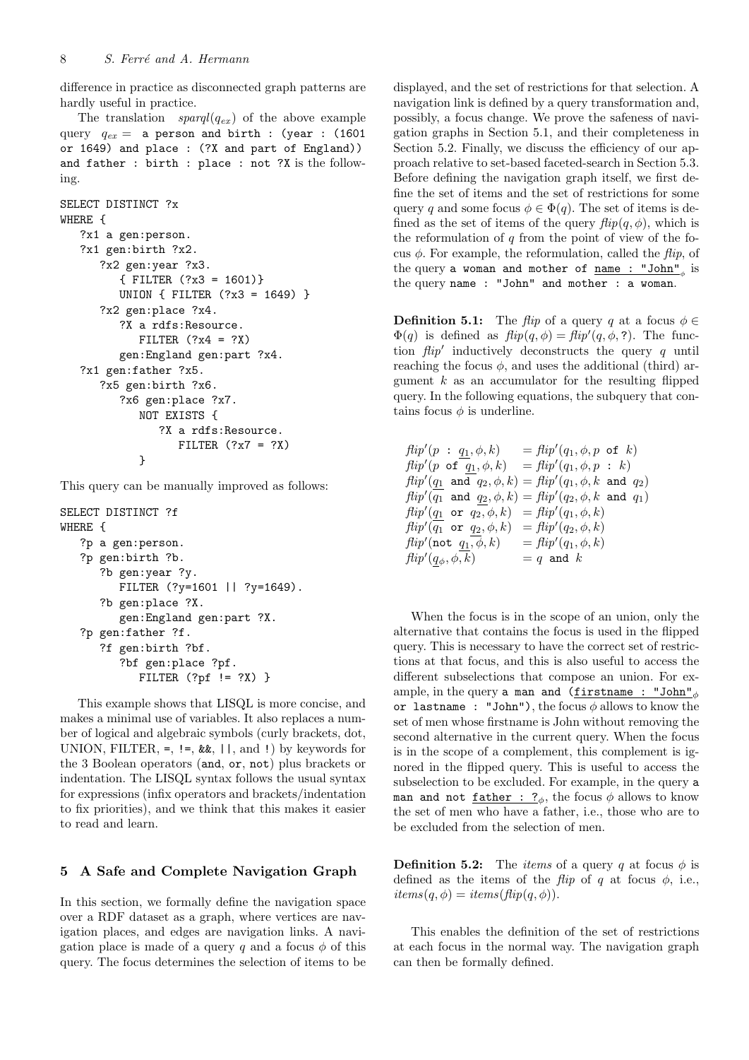difference in practice as disconnected graph patterns are hardly useful in practice.

The translation *sparql*($q_{ex}$) of the above example query $q_{ex}$ = `a person and birth : (year : (1601 or 1649) and place : (?X and part of England)) and father : birth : place : not ?X` is the following.

```
SELECT DISTINCT ?x
WHERE {
   ?x1 a gen:person.
   ?x1 gen:birth ?x2.
      ?x2 gen:year ?x3.
         { FILTER (?x3 = 1601)}
         UNION { FILTER (?x3 = 1649) }
      ?x2 gen:place ?x4.
         ?X a rdfs:Resource.
            FILTER (?x4 = ?X)
         gen:England gen:part ?x4.
   ?x1 gen:father ?x5.
      ?x5 gen:birth ?x6.
         ?x6 gen:place ?x7.
            NOT EXISTS {
               ?X a rdfs:Resource.
                  FILTER (?x7 = ?X)
            }
```

This query can be manually improved as follows:

```
SELECT DISTINCT ?f
WHERE {
   ?p a gen:person.
   ?p gen:birth ?b.
      ?b gen:year ?y.
         FILTER (?y=1601 || ?y=1649).
      ?b gen:place ?X.
         gen:England gen:part ?X.
   ?p gen:father ?f.
      ?f gen:birth ?bf.
         ?bf gen:place ?pf.
            FILTER (?pf != ?X) }
```

This example shows that LISQL is more concise, and makes a minimal use of variables. It also replaces a number of logical and algebraic symbols (curly brackets, dot, UNION, FILTER, =, !=, &&, ||, and !) by keywords for the 3 Boolean operators (and, or, not) plus brackets or indentation. The LISQL syntax follows the usual syntax for expressions (infix operators and brackets/indentation to fix priorities), and we think that this makes it easier to read and learn.

## 5 A Safe and Complete Navigation Graph

In this section, we formally define the navigation space over a RDF dataset as a graph, where vertices are navigation places, and edges are navigation links. A navigation place is made of a query $q$ and a focus $\phi$ of this query. The focus determines the selection of items to be displayed, and the set of restrictions for that selection. A navigation link is defined by a query transformation and, possibly, a focus change. We prove the safeness of navigation graphs in Section 5.1, and their completeness in Section 5.2. Finally, we discuss the efficiency of our approach relative to set-based faceted-search in Section 5.3. Before defining the navigation graph itself, we first define the set of items and the set of restrictions for some query $q$ and some focus $\phi \in \Phi(q)$. The set of items is defined as the set of items of the query $\mathit{flip}(q, \phi)$, which is the reformulation of $q$ from the point of view of the focus $\phi$. For example, the reformulation, called the *flip*, of the query `a woman and mother of` $\underline{\texttt{name : "John"}}_{\phi}$ is the query `name : "John" and mother : a woman`.

**Definition 5.1:** The *flip* of a query $q$ at a focus $\phi \in \Phi(q)$ is defined as $\mathit{flip}(q, \phi) = \mathit{flip}'(q, \phi, \texttt{?})$. The function $\mathit{flip}'$ inductively deconstructs the query $q$ until reaching the focus $\phi$, and uses the additional (third) argument $k$ as an accumulator for the resulting flipped query. In the following equations, the subquery that contains focus $\phi$ is underline.

$$
\begin{aligned}
\mathit{flip}'(p \texttt{ : } \underline{q_1}, \phi, k) &= \mathit{flip}'(q_1, \phi, p \texttt{ of } k)\\
\mathit{flip}'(p \texttt{ of } \underline{q_1}, \phi, k) &= \mathit{flip}'(q_1, \phi, p \texttt{ : } k)\\
\mathit{flip}'(\underline{q_1} \texttt{ and } q_2, \phi, k) &= \mathit{flip}'(q_1, \phi, k \texttt{ and } q_2)\\
\mathit{flip}'(q_1 \texttt{ and } \underline{q_2}, \phi, k) &= \mathit{flip}'(q_2, \phi, k \texttt{ and } q_1)\\
\mathit{flip}'(\underline{q_1} \texttt{ or } q_2, \phi, k) &= \mathit{flip}'(q_1, \phi, k)\\
\mathit{flip}'(q_1 \texttt{ or } \underline{q_2}, \phi, k) &= \mathit{flip}'(q_2, \phi, k)\\
\mathit{flip}'(\texttt{not } \underline{q_1}, \phi, k) &= \mathit{flip}'(q_1, \phi, k)\\
\mathit{flip}'(\underline{q_\phi}, \phi, k) &= q \texttt{ and } k
\end{aligned}
$$

When the focus is in the scope of an union, only the alternative that contains the focus is used in the flipped query. This is necessary to have the correct set of restrictions at that focus, and this is also useful to access the different subselections that compose an union. For example, in the query `a man and (`$\underline{\texttt{firstname : "John"}}_{\phi}$` or lastname : "John")`, the focus $\phi$ allows to know the set of men whose firstname is John without removing the second alternative in the current query. When the focus is in the scope of a complement, this complement is ignored in the flipped query. This is useful to access the subselection to be excluded. For example, in the query `a man and not` $\underline{\texttt{father : ?}}_{\phi}$, the focus $\phi$ allows to know the set of men who have a father, i.e., those who are to be excluded from the selection of men.

**Definition 5.2:** The *items* of a query $q$ at focus $\phi$ is defined as the items of the *flip* of $q$ at focus $\phi$, i.e., $\mathit{items}(q, \phi) = \mathit{items}(\mathit{flip}(q, \phi))$.

This enables the definition of the set of restrictions at each focus in the normal way. The navigation graph can then be formally defined.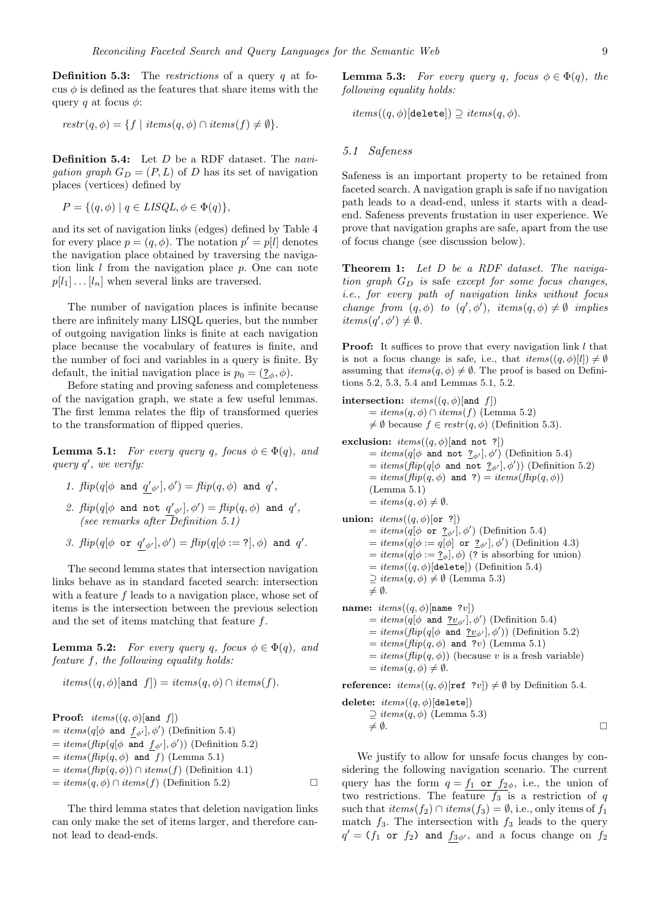**Definition 5.3:** The *restrictions* of a query $q$ at focus $\phi$ is defined as the features that share items with the query $q$ at focus $\phi$:

$$restr(q, \phi) = \{f \mid items(q, \phi) \cap items(f) \neq \emptyset\}.$$

**Definition 5.4:** Let $D$ be a RDF dataset. The *navigation graph* $G_D = (P, L)$ of $D$ has its set of navigation places (vertices) defined by

$$P = \{(q, \phi) \mid q \in LISQL, \phi \in \Phi(q)\},$$

and its set of navigation links (edges) defined by Table 4 for every place $p = (q, \phi)$. The notation $p' = p[l]$ denotes the navigation place obtained by traversing the navigation link $l$ from the navigation place $p$. One can note $p[l_1] \ldots [l_n]$ when several links are traversed.

The number of navigation places is infinite because there are infinitely many LISQL queries, but the number of outgoing navigation links is finite at each navigation place because the vocabulary of features is finite, and the number of foci and variables in a query is finite. By default, the initial navigation place is $p_0 = (\underline{?}_\phi, \phi)$.

Before stating and proving safeness and completeness of the navigation graph, we state a few useful lemmas. The first lemma relates the flip of transformed queries to the transformation of flipped queries.

**Lemma 5.1:** *For every query $q$, focus $\phi \in \Phi(q)$, and query $q'$, we verify:*

1. $flip(q[\phi \texttt{ and } \underline{q'}_{\phi'}], \phi') = flip(q, \phi) \texttt{ and } q'$,
2. $flip(q[\phi \texttt{ and not } \underline{q'}_{\phi'}], \phi') = flip(q, \phi) \texttt{ and } q'$, *(see remarks after Definition 5.1)*
3. $flip(q[\phi \texttt{ or } \underline{q'}_{\phi'}], \phi') = flip(q[\phi := \texttt{?}], \phi) \texttt{ and } q'$.

The second lemma states that intersection navigation links behave as in standard faceted search: intersection with a feature $f$ leads to a navigation place, whose set of items is the intersection between the previous selection and the set of items matching that feature $f$.

**Lemma 5.2:** *For every query $q$, focus $\phi \in \Phi(q)$, and feature $f$, the following equality holds:*

$$items((q, \phi)[\texttt{and } f]) = items(q, \phi) \cap items(f).$$

**Proof:** $items((q, \phi)[\texttt{and } f])$
$= items(q[\phi \texttt{ and } \underline{f}_{\phi'}], \phi')$ (Definition 5.4)
$= items(flip(q[\phi \texttt{ and } \underline{f}_{\phi'}], \phi'))$ (Definition 5.2)
$= items(flip(q, \phi) \texttt{ and } f)$ (Lemma 5.1)
$= items(flip(q, \phi)) \cap items(f)$ (Definition 4.1)
$= items(q, \phi) \cap items(f)$ (Definition 5.2) □

The third lemma states that deletion navigation links can only make the set of items larger, and therefore cannot lead to dead-ends.

**Lemma 5.3:** *For every query $q$, focus $\phi \in \Phi(q)$, the following equality holds:*

$$items((q, \phi)[\texttt{delete}]) \supseteq items(q, \phi).$$

### 5.1 Safeness

Safeness is an important property to be retained from faceted search. A navigation graph is safe if no navigation path leads to a dead-end, unless it starts with a dead-end. Safeness prevents frustation in user experience. We prove that navigation graphs are safe, apart from the use of focus change (see discussion below).

**Theorem 1:** *Let $D$ be a RDF dataset. The navigation graph $G_D$ is* safe *except for some focus changes, i.e., for every path of navigation links without focus change from $(q, \phi)$ to $(q', \phi')$, $items(q, \phi) \neq \emptyset$ implies $items(q', \phi') \neq \emptyset$.*

**Proof:** It suffices to prove that every navigation link $l$ that is not a focus change is safe, i.e., that $items((q, \phi)[l]) \neq \emptyset$ assuming that $items(q, \phi) \neq \emptyset$. The proof is based on Definitions 5.2, 5.3, 5.4 and Lemmas 5.1, 5.2.

**intersection:** $items((q, \phi)[\texttt{and } f])$
$= items(q, \phi) \cap items(f)$ (Lemma 5.2)
$\neq \emptyset$ because $f \in restr(q, \phi)$ (Definition 5.3).

**exclusion:** $items((q, \phi)[\texttt{and not ?}])$
$= items(q[\phi \texttt{ and not } \underline{?}_{\phi'}], \phi')$ (Definition 5.4)
$= items(flip(q[\phi \texttt{ and not } \underline{?}_{\phi'}], \phi'))$ (Definition 5.2)
$= items(flip(q, \phi) \texttt{ and ?}) = items(flip(q, \phi))$ (Lemma 5.1)
$= items(q, \phi) \neq \emptyset$.

**union:** $items((q, \phi)[\texttt{or ?}])$
$= items(q[\phi \texttt{ or } \underline{?}_{\phi'}], \phi')$ (Definition 5.4)
$= items(q[\phi := q[\phi] \texttt{ or } \underline{?}_{\phi'}], \phi')$ (Definition 4.3)
$= items(q[\phi := \underline{?}_{\phi}], \phi)$ (? is absorbing for union)
$= items((q, \phi)[\texttt{delete}])$ (Definition 5.4)
$\supseteq items(q, \phi) \neq \emptyset$ (Lemma 5.3)
$\neq \emptyset$.

**name:** $items((q, \phi)[\texttt{name ?}v])$
$= items(q[\phi \texttt{ and } \underline{?v}_{\phi'}], \phi')$ (Definition 5.4)
$= items(flip(q[\phi \texttt{ and } \underline{?v}_{\phi'}], \phi'))$ (Definition 5.2)
$= items(flip(q, \phi) \texttt{ and ?}v)$ (Lemma 5.1)
$= items(flip(q, \phi))$ (because $v$ is a fresh variable)
$= items(q, \phi) \neq \emptyset$.

**reference:** $items((q, \phi)[\texttt{ref ?}v]) \neq \emptyset$ by Definition 5.4.

**delete:** $items((q, \phi)[\texttt{delete}])$
$\supseteq items(q, \phi)$ (Lemma 5.3)
$\neq \emptyset$. □

We justify to allow for unsafe focus changes by considering the following navigation scenario. The current query has the form $q = \underline{f_1 \texttt{ or } f_2}_\phi$, i.e., the union of two restrictions. The feature $f_3$ is a restriction of $q$ such that $items(f_2) \cap items(f_3) = \emptyset$, i.e., only items of $f_1$ match $f_3$. The intersection with $f_3$ leads to the query $q' = (f_1 \texttt{ or } f_2) \texttt{ and } \underline{f_3}_{\phi'}$, and a focus change on $f_2$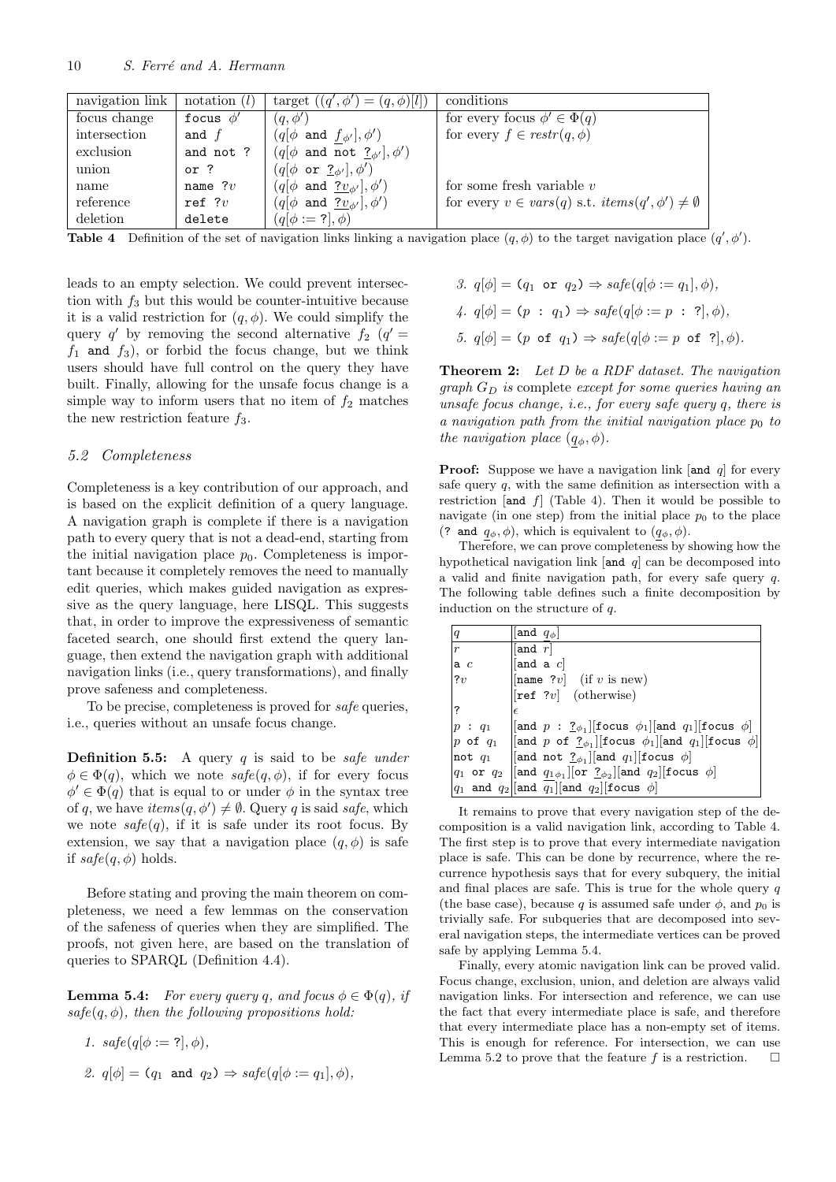| navigation link | notation ($l$) | target ($(q', \phi') = (q, \phi)[l]$) | conditions |
|---|---|---|---|
| focus change | `focus` $\phi'$ | $(q, \phi')$ | for every focus $\phi' \in \Phi(q)$ |
| intersection | `and` $f$ | $(q[\phi$ `and` $\underline{f}_{\phi'}], \phi')$ | for every $f \in restr(q, \phi)$ |
| exclusion | `and not ?` | $(q[\phi$ `and not` $\underline{?}_{\phi'}], \phi')$ | |
| union | `or ?` | $(q[\phi$ `or` $\underline{?}_{\phi'}], \phi')$ | |
| name | `name ?`$v$ | $(q[\phi$ `and` $\underline{?v}_{\phi'}], \phi')$ | for some fresh variable $v$ |
| reference | `ref ?`$v$ | $(q[\phi$ `and` $\underline{?v}_{\phi'}], \phi')$ | for every $v \in vars(q)$ s.t. $items(q', \phi') \neq \emptyset$ |
| deletion | `delete` | $(q[\phi := \texttt{?}], \phi)$ | |

**Table 4** Definition of the set of navigation links linking a navigation place $(q, \phi)$ to the target navigation place $(q', \phi')$.

leads to an empty selection. We could prevent intersection with $f_3$ but this would be counter-intuitive because it is a valid restriction for $(q, \phi)$. We could simplify the query $q'$ by removing the second alternative $f_2$ ($q' = f_1$ `and` $f_3$), or forbid the focus change, but we think users should have full control on the query they have built. Finally, allowing for the unsafe focus change is a simple way to inform users that no item of $f_2$ matches the new restriction feature $f_3$.

### 5.2 Completeness

Completeness is a key contribution of our approach, and is based on the explicit definition of a query language. A navigation graph is complete if there is a navigation path to every query that is not a dead-end, starting from the initial navigation place $p_0$. Completeness is important because it completely removes the need to manually edit queries, which makes guided navigation as expressive as the query language, here LISQL. This suggests that, in order to improve the expressiveness of semantic faceted search, one should first extend the query language, then extend the navigation graph with additional navigation links (i.e., query transformations), and finally prove safeness and completeness.

To be precise, completeness is proved for *safe* queries, i.e., queries without an unsafe focus change.

**Definition 5.5:** A query $q$ is said to be *safe under* $\phi \in \Phi(q)$, which we note $safe(q, \phi)$, if for every focus $\phi' \in \Phi(q)$ that is equal to or under $\phi$ in the syntax tree of $q$, we have $items(q, \phi') \neq \emptyset$. Query $q$ is said *safe*, which we note $safe(q)$, if it is safe under its root focus. By extension, we say that a navigation place $(q, \phi)$ is safe if $safe(q, \phi)$ holds.

Before stating and proving the main theorem on completeness, we need a few lemmas on the conservation of the safeness of queries when they are simplified. The proofs, not given here, are based on the translation of queries to SPARQL (Definition 4.4).

**Lemma 5.4:** *For every query $q$, and focus $\phi \in \Phi(q)$, if $safe(q, \phi)$, then the following propositions hold:*

1. $safe(q[\phi := \texttt{?}], \phi)$,
2. $q[\phi] = (q_1$ `and` $q_2) \Rightarrow safe(q[\phi := q_1], \phi)$,
3. $q[\phi] = (q_1$ `or` $q_2) \Rightarrow safe(q[\phi := q_1], \phi)$,
4. $q[\phi] = (p$ `:` $q_1) \Rightarrow safe(q[\phi := p$ `: ?`$], \phi)$,
5. $q[\phi] = (p$ `of` $q_1) \Rightarrow safe(q[\phi := p$ `of ?`$], \phi)$.

**Theorem 2:** *Let $D$ be a RDF dataset. The navigation graph $G_D$ is* complete *except for some queries having an unsafe focus change, i.e., for every safe query $q$, there is a navigation path from the initial navigation place $p_0$ to the navigation place $(\underline{q}_\phi, \phi)$.*

**Proof:** Suppose we have a navigation link [`and` $q$] for every safe query $q$, with the same definition as intersection with a restriction [`and` $f$] (Table 4). Then it would be possible to navigate (in one step) from the initial place $p_0$ to the place (`? and` $\underline{q}_\phi, \phi$), which is equivalent to $(\underline{q}_\phi, \phi)$.

Therefore, we can prove completeness by showing how the hypothetical navigation link [`and` $q$] can be decomposed into a valid and finite navigation path, for every safe query $q$. The following table defines such a finite decomposition by induction on the structure of $q$.

| $q$ | [`and` $\underline{q}_\phi$] |
|---|---|
| $r$ | [`and` $r$] |
| `a` $c$ | [`and a` $c$] |
| `?`$v$ | [`name ?`$v$] (if $v$ is new) |
| | [`ref ?`$v$] (otherwise) |
| `?` | $\epsilon$ |
| $p$ `:` $q_1$ | [`and` $p$ `:` $\underline{?}_{\phi_1}$][`focus` $\phi_1$][`and` $q_1$][`focus` $\phi$] |
| $p$ `of` $q_1$ | [`and` $p$ `of` $\underline{?}_{\phi_1}$][`focus` $\phi_1$][`and` $q_1$][`focus` $\phi$] |
| `not` $q_1$ | [`and not` $\underline{?}_{\phi_1}$][`and` $q_1$][`focus` $\phi$] |
| $q_1$ `or` $q_2$ | [`and` $\underline{q_1}_{\phi_1}$][`or` $\underline{?}_{\phi_2}$][`and` $q_2$][`focus` $\phi$] |
| $q_1$ `and` $q_2$ | [`and` $\underline{q_1}$][`and` $q_2$][`focus` $\phi$] |

It remains to prove that every navigation step of the decomposition is a valid navigation link, according to Table 4. The first step is to prove that every intermediate navigation place is safe. This can be done by recurrence, where the recurrence hypothesis says that for every subquery, the initial and final places are safe. This is true for the whole query $q$ (the base case), because $q$ is assumed safe under $\phi$, and $p_0$ is trivially safe. For subqueries that are decomposed into several navigation steps, the intermediate vertices can be proved safe by applying Lemma 5.4.

Finally, every atomic navigation link can be proved valid. Focus change, exclusion, union, and deletion are always valid navigation links. For intersection and reference, we can use the fact that every intermediate place is safe, and therefore that every intermediate place has a non-empty set of items. This is enough for reference. For intersection, we can use Lemma 5.2 to prove that the feature $f$ is a restriction. $\square$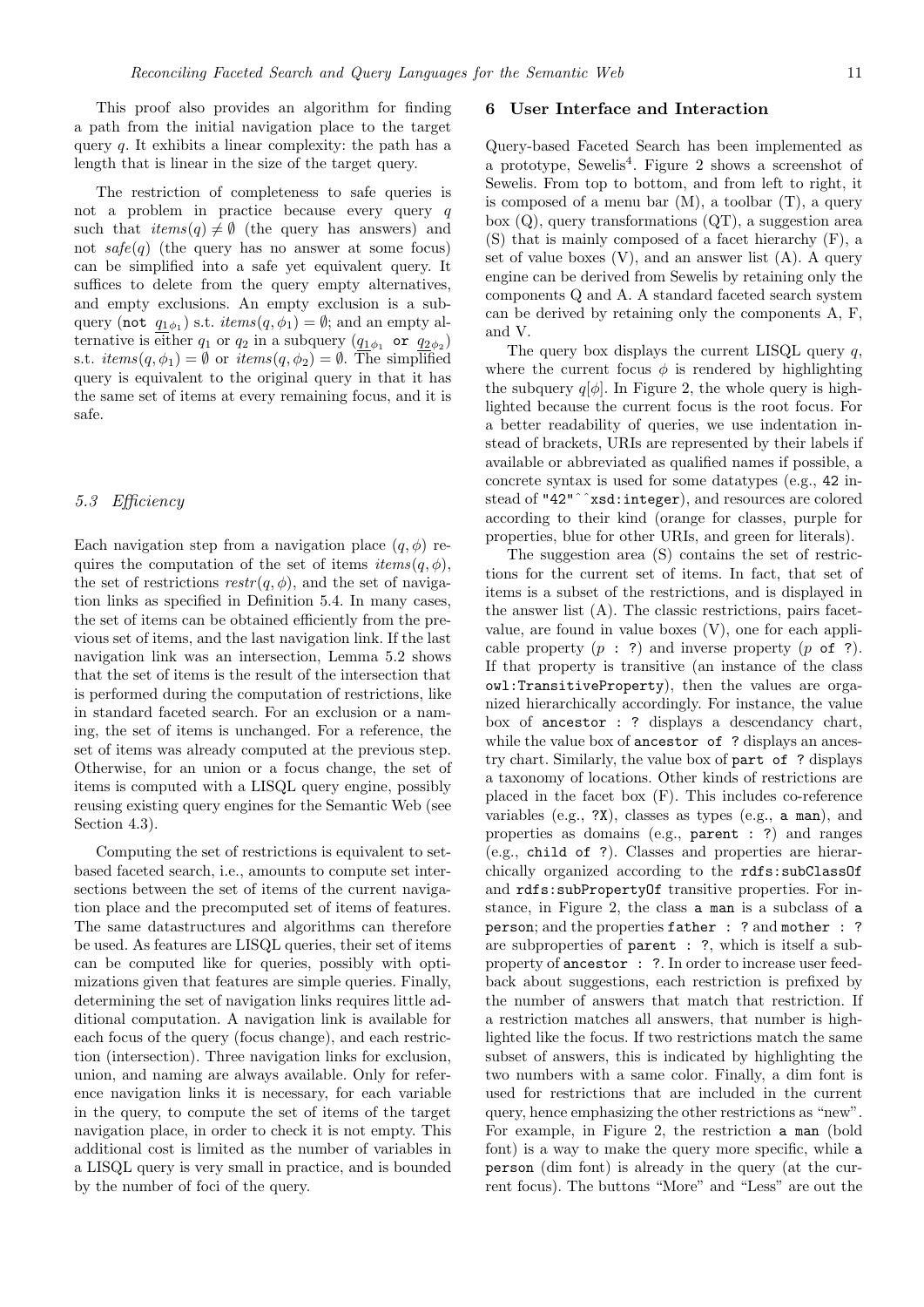This proof also provides an algorithm for finding a path from the initial navigation place to the target query $q$. It exhibits a linear complexity: the path has a length that is linear in the size of the target query.

The restriction of completeness to safe queries is not a problem in practice because every query $q$ such that $items(q) \neq \emptyset$ (the query has answers) and not $safe(q)$ (the query has no answer at some focus) can be simplified into a safe yet equivalent query. It suffices to delete from the query empty alternatives, and empty exclusions. An empty exclusion is a subquery (not $\underline{q_1}_{\phi_1}$) s.t. $items(q, \phi_1) = \emptyset$; and an empty alternative is either $q_1$ or $q_2$ in a subquery ($\underline{q_1}_{\phi_1}$ or $\underline{q_2}_{\phi_2}$) s.t. $items(q, \phi_1) = \emptyset$ or $items(q, \phi_2) = \emptyset$. The simplified query is equivalent to the original query in that it has the same set of items at every remaining focus, and it is safe.

### 5.3 Efficiency

Each navigation step from a navigation place $(q, \phi)$ requires the computation of the set of items $items(q, \phi)$, the set of restrictions $restr(q, \phi)$, and the set of navigation links as specified in Definition 5.4. In many cases, the set of items can be obtained efficiently from the previous set of items, and the last navigation link. If the last navigation link was an intersection, Lemma 5.2 shows that the set of items is the result of the intersection that is performed during the computation of restrictions, like in standard faceted search. For an exclusion or a naming, the set of items is unchanged. For a reference, the set of items was already computed at the previous step. Otherwise, for an union or a focus change, the set of items is computed with a LISQL query engine, possibly reusing existing query engines for the Semantic Web (see Section 4.3).

Computing the set of restrictions is equivalent to set-based faceted search, i.e., amounts to compute set intersections between the set of items of the current navigation place and the precomputed set of items of features. The same datastructures and algorithms can therefore be used. As features are LISQL queries, their set of items can be computed like for queries, possibly with optimizations given that features are simple queries. Finally, determining the set of navigation links requires little additional computation. A navigation link is available for each focus of the query (focus change), and each restriction (intersection). Three navigation links for exclusion, union, and naming are always available. Only for reference navigation links it is necessary, for each variable in the query, to compute the set of items of the target navigation place, in order to check it is not empty. This additional cost is limited as the number of variables in a LISQL query is very small in practice, and is bounded by the number of foci of the query.

## 6 User Interface and Interaction

Query-based Faceted Search has been implemented as a prototype, Sewelis[4]. Figure 2 shows a screenshot of Sewelis. From top to bottom, and from left to right, it is composed of a menu bar (M), a toolbar (T), a query box (Q), query transformations (QT), a suggestion area (S) that is mainly composed of a facet hierarchy (F), a set of value boxes (V), and an answer list (A). A query engine can be derived from Sewelis by retaining only the components Q and A. A standard faceted search system can be derived by retaining only the components A, F, and V.

The query box displays the current LISQL query $q$, where the current focus $\phi$ is rendered by highlighting the subquery $q[\phi]$. In Figure 2, the whole query is highlighted because the current focus is the root focus. For a better readability of queries, we use indentation instead of brackets, URIs are represented by their labels if available or abbreviated as qualified names if possible, a concrete syntax is used for some datatypes (e.g., `42` instead of `"42"^^xsd:integer`), and resources are colored according to their kind (orange for classes, purple for properties, blue for other URIs, and green for literals).

The suggestion area (S) contains the set of restrictions for the current set of items. In fact, that set of items is a subset of the restrictions, and is displayed in the answer list (A). The classic restrictions, pairs facet-value, are found in value boxes (V), one for each applicable property (`p : ?`) and inverse property (`p of ?`). If that property is transitive (an instance of the class `owl:TransitiveProperty`), then the values are organized hierarchically accordingly. For instance, the value box of `ancestor : ?` displays a descendancy chart, while the value box of `ancestor of ?` displays an ancestry chart. Similarly, the value box of `part of ?` displays a taxonomy of locations. Other kinds of restrictions are placed in the facet box (F). This includes co-reference variables (e.g., `?X`), classes as types (e.g., `a man`), and properties as domains (e.g., `parent : ?`) and ranges (e.g., `child of ?`). Classes and properties are hierarchically organized according to the `rdfs:subClassOf` and `rdfs:subPropertyOf` transitive properties. For instance, in Figure 2, the class `a man` is a subclass of `a person`; and the properties `father : ?` and `mother : ?` are subproperties of `parent : ?`, which is itself a subproperty of `ancestor : ?`. In order to increase user feedback about suggestions, each restriction is prefixed by the number of answers that match that restriction. If a restriction matches all answers, that number is highlighted like the focus. If two restrictions match the same subset of answers, this is indicated by highlighting the two numbers with a same color. Finally, a dim font is used for restrictions that are included in the current query, hence emphasizing the other restrictions as "new". For example, in Figure 2, the restriction `a man` (bold font) is a way to make the query more specific, while `a person` (dim font) is already in the query (at the current focus). The buttons "More" and "Less" are out the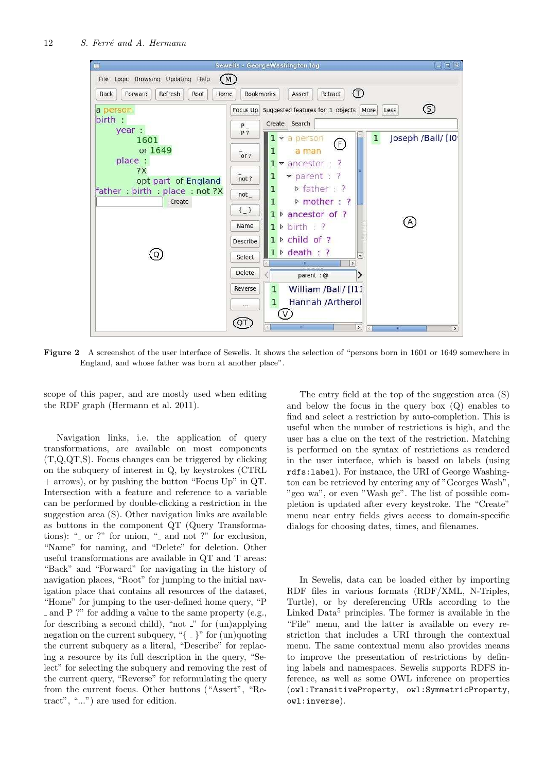Figure 2 A screenshot of the user interface of Sewelis. It shows the selection of "persons born in 1601 or 1649 somewhere in England, and whose father was born at another place".

scope of this paper, and are mostly used when editing the RDF graph (Hermann et al. 2011).

Navigation links, i.e. the application of query transformations, are available on most components (T,Q,QT,S). Focus changes can be triggered by clicking on the subquery of interest in Q, by keystrokes (CTRL + arrows), or by pushing the button "Focus Up" in QT. Intersection with a feature and reference to a variable can be performed by double-clicking a restriction in the suggestion area (S). Other navigation links are available as buttons in the component QT (Query Transformations): "_ or ?" for union, "_ and not ?" for exclusion, "Name" for naming, and "Delete" for deletion. Other useful transformations are available in QT and T areas: "Back" and "Forward" for navigating in the history of navigation places, "Root" for jumping to the initial navigation place that contains all resources of the dataset, "Home" for jumping to the user-defined home query, "P _ and P ?" for adding a value to the same property (e.g., for describing a second child), "not _" for (un)applying negation on the current subquery, "{ _ }" for (un)quoting the current subquery as a literal, "Describe" for replacing a resource by its full description in the query, "Select" for selecting the subquery and removing the rest of the current query, "Reverse" for reformulating the query from the current focus. Other buttons ("Assert", "Retract", "...") are used for edition.

The entry field at the top of the suggestion area (S) and below the focus in the query box (Q) enables to find and select a restriction by auto-completion. This is useful when the number of restrictions is high, and the user has a clue on the text of the restriction. Matching is performed on the syntax of restrictions as rendered in the user interface, which is based on labels (using `rdfs:label`). For instance, the URI of George Washington can be retrieved by entering any of "Georges Wash", "geo wa", or even "Wash ge". The list of possible completion is updated after every keystroke. The "Create" menu near entry fields gives access to domain-specific dialogs for choosing dates, times, and filenames.

In Sewelis, data can be loaded either by importing RDF files in various formats (RDF/XML, N-Triples, Turtle), or by dereferencing URIs according to the Linked Data[5] principles. The former is available in the "File" menu, and the latter is available on every restriction that includes a URI through the contextual menu. The same contextual menu also provides means to improve the presentation of restrictions by defining labels and namespaces. Sewelis supports RDFS inference, as well as some OWL inference on properties (`owl:TransitiveProperty`, `owl:SymmetricProperty`, `owl:inverse`).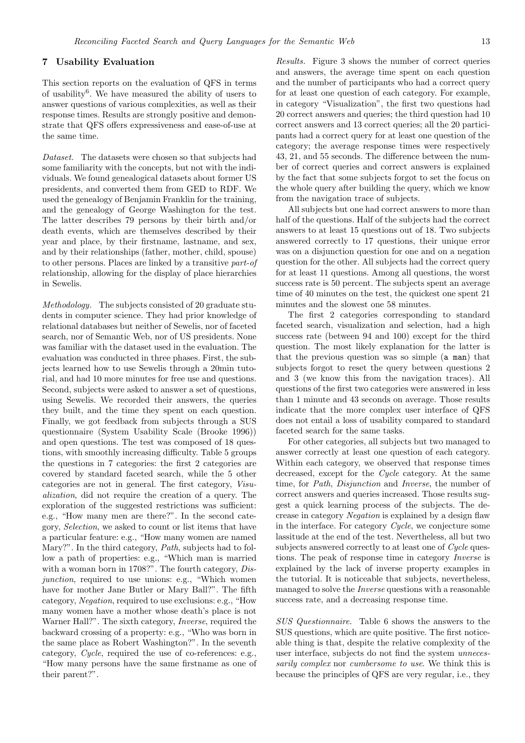## 7 Usability Evaluation

This section reports on the evaluation of QFS in terms of usability[6]. We have measured the ability of users to answer questions of various complexities, as well as their response times. Results are strongly positive and demonstrate that QFS offers expressiveness and ease-of-use at the same time.

*Dataset.* The datasets were chosen so that subjects had some familiarity with the concepts, but not with the individuals. We found genealogical datasets about former US presidents, and converted them from GED to RDF. We used the genealogy of Benjamin Franklin for the training, and the genealogy of George Washington for the test. The latter describes 79 persons by their birth and/or death events, which are themselves described by their year and place, by their firstname, lastname, and sex, and by their relationships (father, mother, child, spouse) to other persons. Places are linked by a transitive *part-of* relationship, allowing for the display of place hierarchies in Sewelis.

*Methodology.* The subjects consisted of 20 graduate students in computer science. They had prior knowledge of relational databases but neither of Sewelis, nor of faceted search, nor of Semantic Web, nor of US presidents. None was familiar with the dataset used in the evaluation. The evaluation was conducted in three phases. First, the subjects learned how to use Sewelis through a 20min tutorial, and had 10 more minutes for free use and questions. Second, subjects were asked to answer a set of questions, using Sewelis. We recorded their answers, the queries they built, and the time they spent on each question. Finally, we got feedback from subjects through a SUS questionnaire (System Usability Scale (Brooke 1996)) and open questions. The test was composed of 18 questions, with smoothly increasing difficulty. Table 5 groups the questions in 7 categories: the first 2 categories are covered by standard faceted search, while the 5 other categories are not in general. The first category, *Visualization*, did not require the creation of a query. The exploration of the suggested restrictions was sufficient: e.g., "How many men are there?". In the second category, *Selection*, we asked to count or list items that have a particular feature: e.g., "How many women are named Mary?". In the third category, *Path*, subjects had to follow a path of properties: e.g., "Which man is married with a woman born in 1708?". The fourth category, *Disjunction*, required to use unions: e.g., "Which women have for mother Jane Butler or Mary Ball?". The fifth category, *Negation*, required to use exclusions: e.g., "How many women have a mother whose death's place is not Warner Hall?". The sixth category, *Inverse*, required the backward crossing of a property: e.g., "Who was born in the same place as Robert Washington?". In the seventh category, *Cycle*, required the use of co-references: e.g., "How many persons have the same firstname as one of their parent?".

*Results.* Figure 3 shows the number of correct queries and answers, the average time spent on each question and the number of participants who had a correct query for at least one question of each category. For example, in category "Visualization", the first two questions had 20 correct answers and queries; the third question had 10 correct answers and 13 correct queries; all the 20 participants had a correct query for at least one question of the category; the average response times were respectively 43, 21, and 55 seconds. The difference between the number of correct queries and correct answers is explained by the fact that some subjects forgot to set the focus on the whole query after building the query, which we know from the navigation trace of subjects.

All subjects but one had correct answers to more than half of the questions. Half of the subjects had the correct answers to at least 15 questions out of 18. Two subjects answered correctly to 17 questions, their unique error was on a disjunction question for one and on a negation question for the other. All subjects had the correct query for at least 11 questions. Among all questions, the worst success rate is 50 percent. The subjects spent an average time of 40 minutes on the test, the quickest one spent 21 minutes and the slowest one 58 minutes.

The first 2 categories corresponding to standard faceted search, visualization and selection, had a high success rate (between 94 and 100) except for the third question. The most likely explanation for the latter is that the previous question was so simple (`a man`) that subjects forgot to reset the query between questions 2 and 3 (we know this from the navigation traces). All questions of the first two categories were answered in less than 1 minute and 43 seconds on average. Those results indicate that the more complex user interface of QFS does not entail a loss of usability compared to standard faceted search for the same tasks.

For other categories, all subjects but two managed to answer correctly at least one question of each category. Within each category, we observed that response times decreased, except for the *Cycle* category. At the same time, for *Path*, *Disjunction* and *Inverse*, the number of correct answers and queries increased. Those results suggest a quick learning process of the subjects. The decrease in category *Negation* is explained by a design flaw in the interface. For category *Cycle*, we conjecture some lassitude at the end of the test. Nevertheless, all but two subjects answered correctly to at least one of *Cycle* questions. The peak of response time in category *Inverse* is explained by the lack of inverse property examples in the tutorial. It is noticeable that subjects, nevertheless, managed to solve the *Inverse* questions with a reasonable success rate, and a decreasing response time.

*SUS Questionnaire.* Table 6 shows the answers to the SUS questions, which are quite positive. The first noticeable thing is that, despite the relative complexity of the user interface, subjects do not find the system *unnecessarily complex* nor *cumbersome to use*. We think this is because the principles of QFS are very regular, i.e., they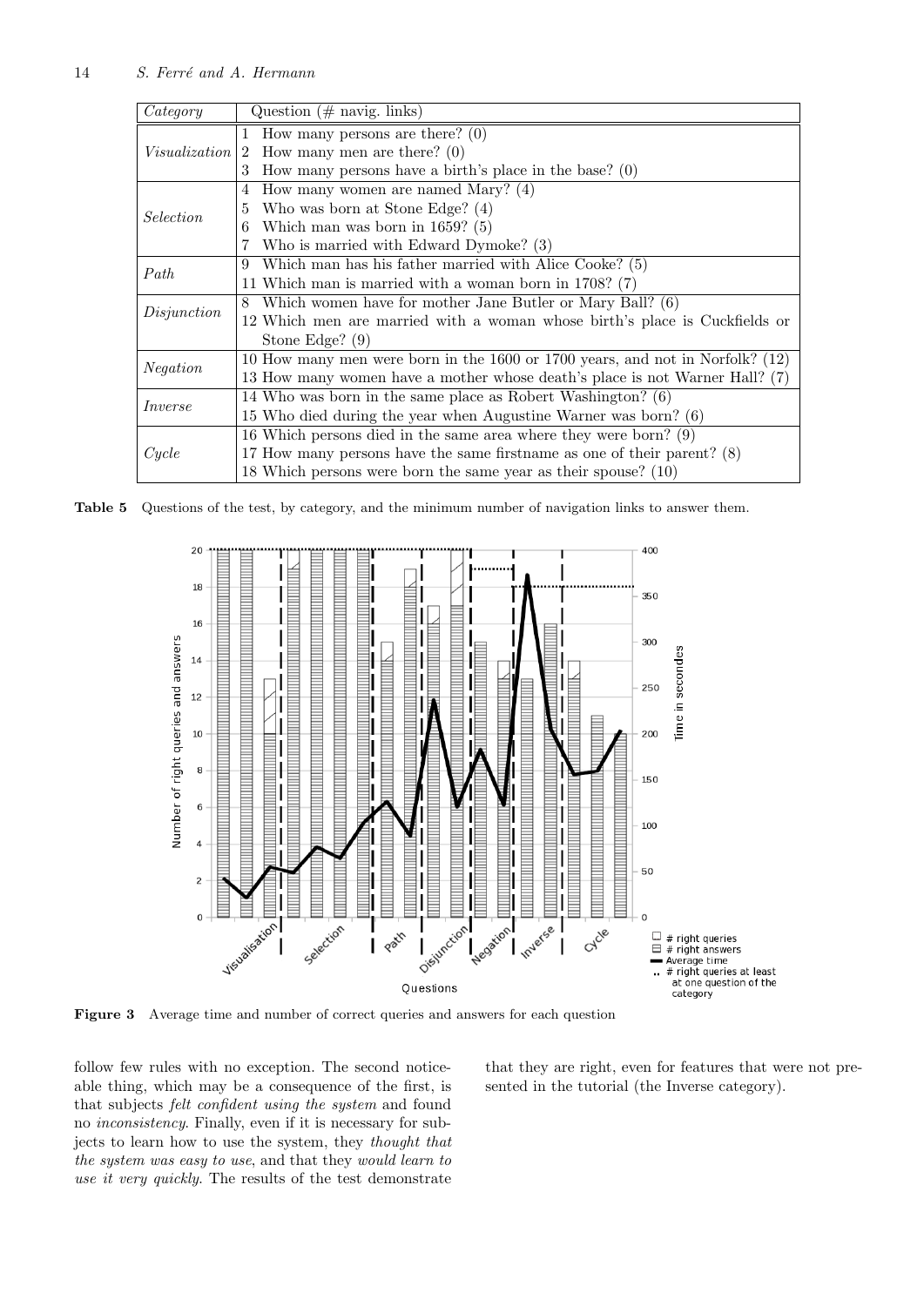| *Category* | Question (# navig. links) |
|---|---|
| *Visualization* | 1 How many persons are there? (0) |
| | 2 How many men are there? (0) |
| | 3 How many persons have a birth's place in the base? (0) |
| *Selection* | 4 How many women are named Mary? (4) |
| | 5 Who was born at Stone Edge? (4) |
| | 6 Which man was born in 1659? (5) |
| | 7 Who is married with Edward Dymoke? (3) |
| *Path* | 9 Which man has his father married with Alice Cooke? (5) |
| | 11 Which man is married with a woman born in 1708? (7) |
| *Disjunction* | 8 Which women have for mother Jane Butler or Mary Ball? (6) |
| | 12 Which men are married with a woman whose birth's place is Cuckfields or Stone Edge? (9) |
| *Negation* | 10 How many men were born in the 1600 or 1700 years, and not in Norfolk? (12) |
| | 13 How many women have a mother whose death's place is not Warner Hall? (7) |
| *Inverse* | 14 Who was born in the same place as Robert Washington? (6) |
| | 15 Who died during the year when Augustine Warner was born? (6) |
| *Cycle* | 16 Which persons died in the same area where they were born? (9) |
| | 17 How many persons have the same firstname as one of their parent? (8) |
| | 18 Which persons were born the same year as their spouse? (10) |

**Table 5** Questions of the test, by category, and the minimum number of navigation links to answer them.

**Figure 3** Average time and number of correct queries and answers for each question

follow few rules with no exception. The second noticeable thing, which may be a consequence of the first, is that subjects *felt confident using the system* and found no *inconsistency*. Finally, even if it is necessary for subjects to learn how to use the system, they *thought that the system was easy to use*, and that they *would learn to use it very quickly*. The results of the test demonstrate that they are right, even for features that were not presented in the tutorial (the Inverse category).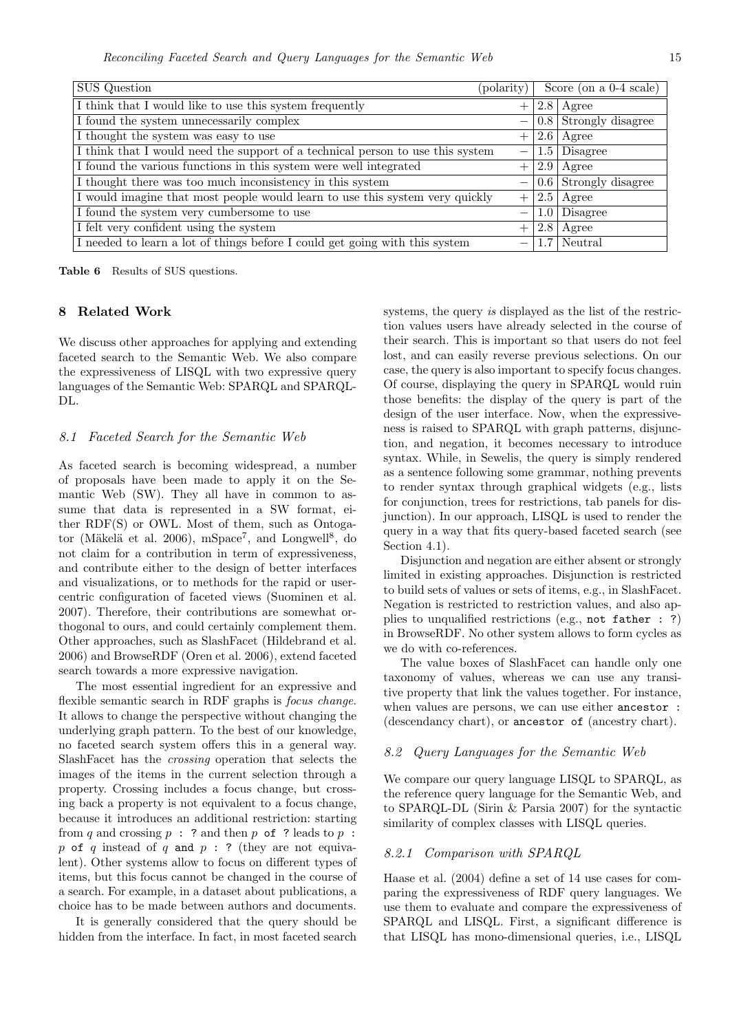| SUS Question | (polarity) | Score (on a 0-4 scale) | |
|---|---|---|---|
| I think that I would like to use this system frequently | + | 2.8 | Agree |
| I found the system unnecessarily complex | − | 0.8 | Strongly disagree |
| I thought the system was easy to use | + | 2.6 | Agree |
| I think that I would need the support of a technical person to use this system | − | 1.5 | Disagree |
| I found the various functions in this system were well integrated | + | 2.9 | Agree |
| I thought there was too much inconsistency in this system | − | 0.6 | Strongly disagree |
| I would imagine that most people would learn to use this system very quickly | + | 2.5 | Agree |
| I found the system very cumbersome to use | − | 1.0 | Disagree |
| I felt very confident using the system | + | 2.8 | Agree |
| I needed to learn a lot of things before I could get going with this system | − | 1.7 | Neutral |

**Table 6** Results of SUS questions.

## 8 Related Work

We discuss other approaches for applying and extending faceted search to the Semantic Web. We also compare the expressiveness of LISQL with two expressive query languages of the Semantic Web: SPARQL and SPARQL-DL.

### 8.1 Faceted Search for the Semantic Web

As faceted search is becoming widespread, a number of proposals have been made to apply it on the Semantic Web (SW). They all have in common to assume that data is represented in a SW format, either RDF(S) or OWL. Most of them, such as Ontogator (Mäkelä et al. 2006), mSpace[7], and Longwell[8], do not claim for a contribution in term of expressiveness, and contribute either to the design of better interfaces and visualizations, or to methods for the rapid or user-centric configuration of faceted views (Suominen et al. 2007). Therefore, their contributions are somewhat orthogonal to ours, and could certainly complement them. Other approaches, such as SlashFacet (Hildebrand et al. 2006) and BrowseRDF (Oren et al. 2006), extend faceted search towards a more expressive navigation.

The most essential ingredient for an expressive and flexible semantic search in RDF graphs is *focus change*. It allows to change the perspective without changing the underlying graph pattern. To the best of our knowledge, no faceted search system offers this in a general way. SlashFacet has the *crossing* operation that selects the images of the items in the current selection through a property. Crossing includes a focus change, but crossing back a property is not equivalent to a focus change, because it introduces an additional restriction: starting from $q$ and crossing $p$ `: ?` and then $p$ `of ?` leads to $p$ `:` $p$ `of` $q$ instead of $q$ `and` $p$ `: ?` (they are not equivalent). Other systems allow to focus on different types of items, but this focus cannot be changed in the course of a search. For example, in a dataset about publications, a choice has to be made between authors and documents.

It is generally considered that the query should be hidden from the interface. In fact, in most faceted search systems, the query *is* displayed as the list of the restriction values users have already selected in the course of their search. This is important so that users do not feel lost, and can easily reverse previous selections. On our case, the query is also important to specify focus changes. Of course, displaying the query in SPARQL would ruin those benefits: the display of the query is part of the design of the user interface. Now, when the expressiveness is raised to SPARQL with graph patterns, disjunction, and negation, it becomes necessary to introduce syntax. While, in Sewelis, the query is simply rendered as a sentence following some grammar, nothing prevents to render syntax through graphical widgets (e.g., lists for conjunction, trees for restrictions, tab panels for disjunction). In our approach, LISQL is used to render the query in a way that fits query-based faceted search (see Section 4.1).

Disjunction and negation are either absent or strongly limited in existing approaches. Disjunction is restricted to build sets of values or sets of items, e.g., in SlashFacet. Negation is restricted to restriction values, and also applies to unqualified restrictions (e.g., `not father : ?`) in BrowseRDF. No other system allows to form cycles as we do with co-references.

The value boxes of SlashFacet can handle only one taxonomy of values, whereas we can use any transitive property that link the values together. For instance, when values are persons, we can use either `ancestor :` (descendancy chart), or `ancestor of` (ancestry chart).

### 8.2 Query Languages for the Semantic Web

We compare our query language LISQL to SPARQL, as the reference query language for the Semantic Web, and to SPARQL-DL (Sirin & Parsia 2007) for the syntactic similarity of complex classes with LISQL queries.

#### 8.2.1 Comparison with SPARQL

Haase et al. (2004) define a set of 14 use cases for comparing the expressiveness of RDF query languages. We use them to evaluate and compare the expressiveness of SPARQL and LISQL. First, a significant difference is that LISQL has mono-dimensional queries, i.e., LISQL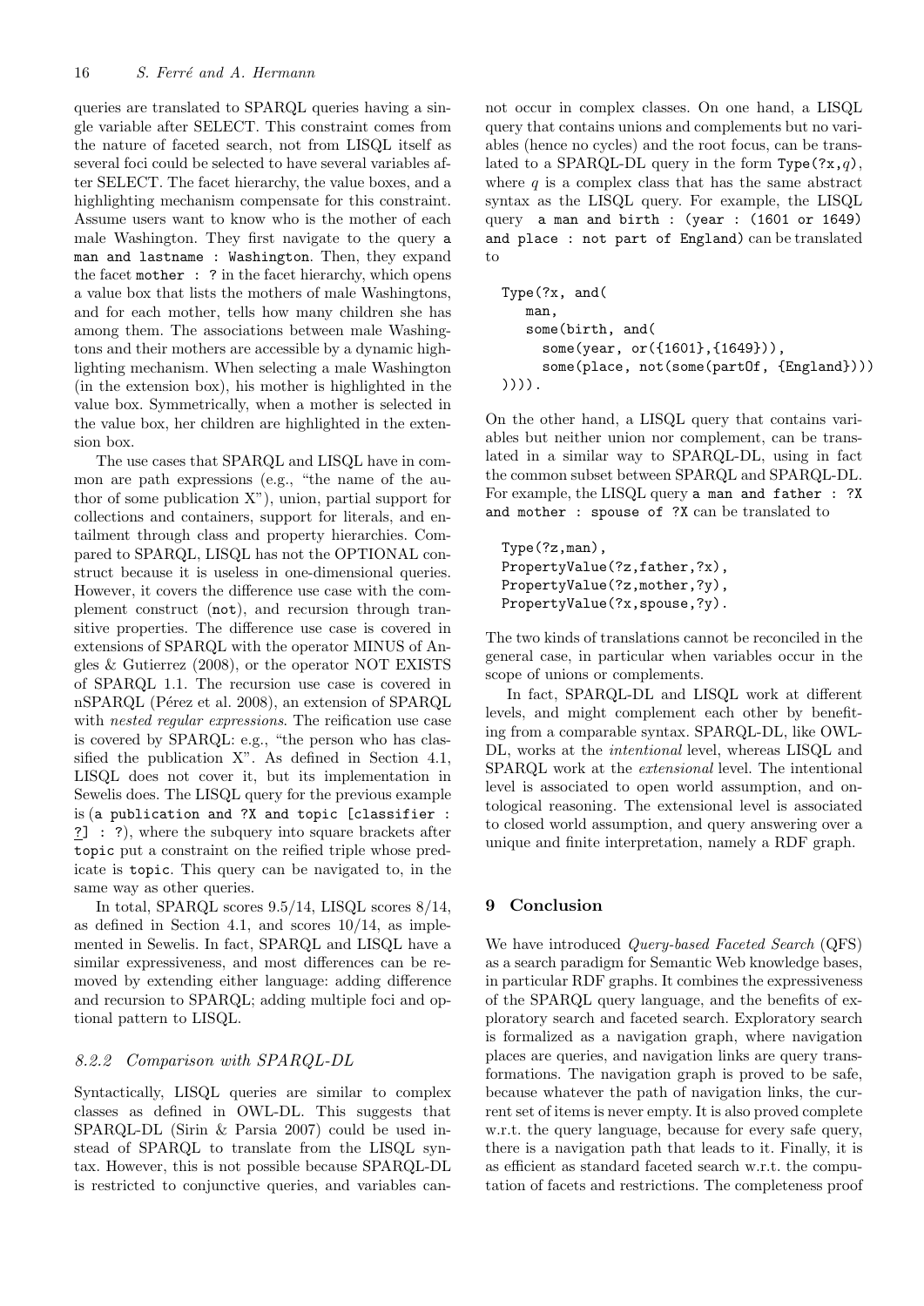queries are translated to SPARQL queries having a single variable after SELECT. This constraint comes from the nature of faceted search, not from LISQL itself as several foci could be selected to have several variables after SELECT. The facet hierarchy, the value boxes, and a highlighting mechanism compensate for this constraint. Assume users want to know who is the mother of each male Washington. They first navigate to the query `a man and lastname : Washington`. Then, they expand the facet `mother : ?` in the facet hierarchy, which opens a value box that lists the mothers of male Washingtons, and for each mother, tells how many children she has among them. The associations between male Washingtons and their mothers are accessible by a dynamic highlighting mechanism. When selecting a male Washington (in the extension box), his mother is highlighted in the value box. Symmetrically, when a mother is selected in the value box, her children are highlighted in the extension box.

The use cases that SPARQL and LISQL have in common are path expressions (e.g., "the name of the author of some publication X"), union, partial support for collections and containers, support for literals, and entailment through class and property hierarchies. Compared to SPARQL, LISQL has not the OPTIONAL construct because it is useless in one-dimensional queries. However, it covers the difference use case with the complement construct (`not`), and recursion through transitive properties. The difference use case is covered in extensions of SPARQL with the operator MINUS of Angles & Gutierrez (2008), or the operator NOT EXISTS of SPARQL 1.1. The recursion use case is covered in nSPARQL (Pérez et al. 2008), an extension of SPARQL with *nested regular expressions*. The reification use case is covered by SPARQL: e.g., "the person who has classified the publication X". As defined in Section 4.1, LISQL does not cover it, but its implementation in Sewelis does. The LISQL query for the previous example is (`a publication and ?X and topic [classifier : ?] : ?`), where the subquery into square brackets after `topic` put a constraint on the reified triple whose predicate is `topic`. This query can be navigated to, in the same way as other queries.

In total, SPARQL scores 9.5/14, LISQL scores 8/14, as defined in Section 4.1, and scores 10/14, as implemented in Sewelis. In fact, SPARQL and LISQL have a similar expressiveness, and most differences can be removed by extending either language: adding difference and recursion to SPARQL; adding multiple foci and optional pattern to LISQL.

#### 8.2.2 Comparison with SPARQL-DL

Syntactically, LISQL queries are similar to complex classes as defined in OWL-DL. This suggests that SPARQL-DL (Sirin & Parsia 2007) could be used instead of SPARQL to translate from the LISQL syntax. However, this is not possible because SPARQL-DL is restricted to conjunctive queries, and variables cannot occur in complex classes. On one hand, a LISQL query that contains unions and complements but no variables (hence no cycles) and the root focus, can be translated to a SPARQL-DL query in the form `Type(?x,`$q$`)`, where $q$ is a complex class that has the same abstract syntax as the LISQL query. For example, the LISQL query `a man and birth : (year : (1601 or 1649) and place : not part of England)` can be translated to

```
Type(?x, and(
   man,
   some(birth, and(
     some(year, or({1601},{1649})),
     some(place, not(some(partOf, {England})))
)))).
```

On the other hand, a LISQL query that contains variables but neither union nor complement, can be translated in a similar way to SPARQL-DL, using in fact the common subset between SPARQL and SPARQL-DL. For example, the LISQL query `a man and father : ?X and mother : spouse of ?X` can be translated to

```
Type(?z,man),
PropertyValue(?z,father,?x),
PropertyValue(?z,mother,?y),
PropertyValue(?x,spouse,?y).
```

The two kinds of translations cannot be reconciled in the general case, in particular when variables occur in the scope of unions or complements.

In fact, SPARQL-DL and LISQL work at different levels, and might complement each other by benefiting from a comparable syntax. SPARQL-DL, like OWL-DL, works at the *intentional* level, whereas LISQL and SPARQL work at the *extensional* level. The intentional level is associated to open world assumption, and ontological reasoning. The extensional level is associated to closed world assumption, and query answering over a unique and finite interpretation, namely a RDF graph.

## 9 Conclusion

We have introduced *Query-based Faceted Search* (QFS) as a search paradigm for Semantic Web knowledge bases, in particular RDF graphs. It combines the expressiveness of the SPARQL query language, and the benefits of exploratory search and faceted search. Exploratory search is formalized as a navigation graph, where navigation places are queries, and navigation links are query transformations. The navigation graph is proved to be safe, because whatever the path of navigation links, the current set of items is never empty. It is also proved complete w.r.t. the query language, because for every safe query, there is a navigation path that leads to it. Finally, it is as efficient as standard faceted search w.r.t. the computation of facets and restrictions. The completeness proof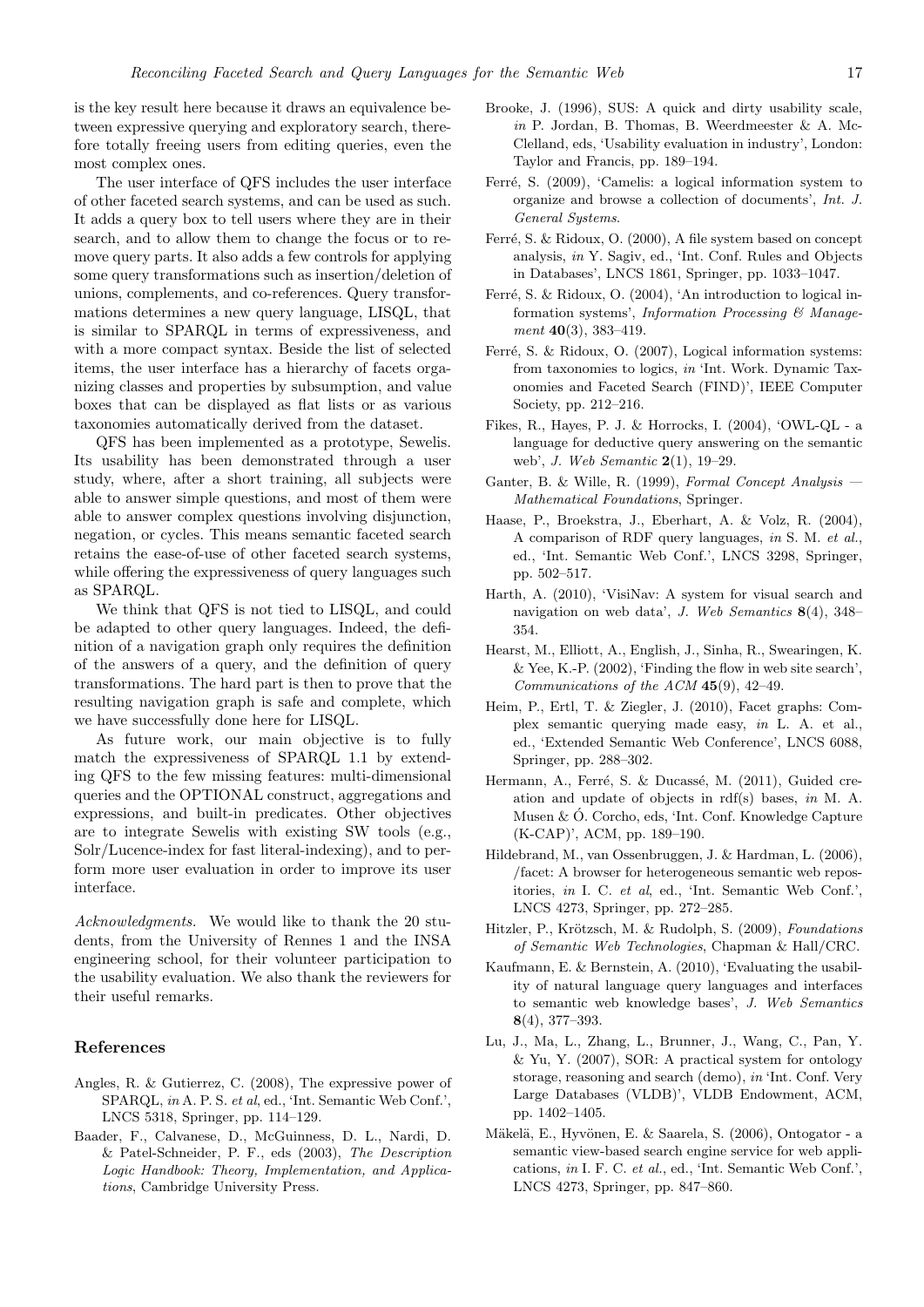is the key result here because it draws an equivalence between expressive querying and exploratory search, therefore totally freeing users from editing queries, even the most complex ones.

The user interface of QFS includes the user interface of other faceted search systems, and can be used as such. It adds a query box to tell users where they are in their search, and to allow them to change the focus or to remove query parts. It also adds a few controls for applying some query transformations such as insertion/deletion of unions, complements, and co-references. Query transformations determines a new query language, LISQL, that is similar to SPARQL in terms of expressiveness, and with a more compact syntax. Beside the list of selected items, the user interface has a hierarchy of facets organizing classes and properties by subsumption, and value boxes that can be displayed as flat lists or as various taxonomies automatically derived from the dataset.

QFS has been implemented as a prototype, Sewelis. Its usability has been demonstrated through a user study, where, after a short training, all subjects were able to answer simple questions, and most of them were able to answer complex questions involving disjunction, negation, or cycles. This means semantic faceted search retains the ease-of-use of other faceted search systems, while offering the expressiveness of query languages such as SPARQL.

We think that QFS is not tied to LISQL, and could be adapted to other query languages. Indeed, the definition of a navigation graph only requires the definition of the answers of a query, and the definition of query transformations. The hard part is then to prove that the resulting navigation graph is safe and complete, which we have successfully done here for LISQL.

As future work, our main objective is to fully match the expressiveness of SPARQL 1.1 by extending QFS to the few missing features: multi-dimensional queries and the OPTIONAL construct, aggregations and expressions, and built-in predicates. Other objectives are to integrate Sewelis with existing SW tools (e.g., Solr/Lucence-index for fast literal-indexing), and to perform more user evaluation in order to improve its user interface.

*Acknowledgments.* We would like to thank the 20 students, from the University of Rennes 1 and the INSA engineering school, for their volunteer participation to the usability evaluation. We also thank the reviewers for their useful remarks.

## References

Angles, R. & Gutierrez, C. (2008), The expressive power of SPARQL, *in* A. P. S. *et al*, ed., 'Int. Semantic Web Conf.', LNCS 5318, Springer, pp. 114–129.

Baader, F., Calvanese, D., McGuinness, D. L., Nardi, D. & Patel-Schneider, P. F., eds (2003), *The Description Logic Handbook: Theory, Implementation, and Applications*, Cambridge University Press.

Brooke, J. (1996), SUS: A quick and dirty usability scale, *in* P. Jordan, B. Thomas, B. Weerdmeester & A. McClelland, eds, 'Usability evaluation in industry', London: Taylor and Francis, pp. 189–194.

Ferré, S. (2009), 'Camelis: a logical information system to organize and browse a collection of documents', *Int. J. General Systems*.

Ferré, S. & Ridoux, O. (2000), A file system based on concept analysis, *in* Y. Sagiv, ed., 'Int. Conf. Rules and Objects in Databases', LNCS 1861, Springer, pp. 1033–1047.

Ferré, S. & Ridoux, O. (2004), 'An introduction to logical information systems', *Information Processing & Management* **40**(3), 383–419.

Ferré, S. & Ridoux, O. (2007), Logical information systems: from taxonomies to logics, *in* 'Int. Work. Dynamic Taxonomies and Faceted Search (FIND)', IEEE Computer Society, pp. 212–216.

Fikes, R., Hayes, P. J. & Horrocks, I. (2004), 'OWL-QL - a language for deductive query answering on the semantic web', *J. Web Semantic* **2**(1), 19–29.

Ganter, B. & Wille, R. (1999), *Formal Concept Analysis — Mathematical Foundations*, Springer.

Haase, P., Broekstra, J., Eberhart, A. & Volz, R. (2004), A comparison of RDF query languages, *in* S. M. *et al.*, ed., 'Int. Semantic Web Conf.', LNCS 3298, Springer, pp. 502–517.

Harth, A. (2010), 'VisiNav: A system for visual search and navigation on web data', *J. Web Semantics* **8**(4), 348–354.

Hearst, M., Elliott, A., English, J., Sinha, R., Swearingen, K. & Yee, K.-P. (2002), 'Finding the flow in web site search', *Communications of the ACM* **45**(9), 42–49.

Heim, P., Ertl, T. & Ziegler, J. (2010), Facet graphs: Complex semantic querying made easy, *in* L. A. et al., ed., 'Extended Semantic Web Conference', LNCS 6088, Springer, pp. 288–302.

Hermann, A., Ferré, S. & Ducassé, M. (2011), Guided creation and update of objects in rdf(s) bases, *in* M. A. Musen & Ó. Corcho, eds, 'Int. Conf. Knowledge Capture (K-CAP)', ACM, pp. 189–190.

Hildebrand, M., van Ossenbruggen, J. & Hardman, L. (2006), /facet: A browser for heterogeneous semantic web repositories, *in* I. C. *et al*, ed., 'Int. Semantic Web Conf.', LNCS 4273, Springer, pp. 272–285.

Hitzler, P., Krötzsch, M. & Rudolph, S. (2009), *Foundations of Semantic Web Technologies*, Chapman & Hall/CRC.

Kaufmann, E. & Bernstein, A. (2010), 'Evaluating the usability of natural language query languages and interfaces to semantic web knowledge bases', *J. Web Semantics* **8**(4), 377–393.

Lu, J., Ma, L., Zhang, L., Brunner, J., Wang, C., Pan, Y. & Yu, Y. (2007), SOR: A practical system for ontology storage, reasoning and search (demo), *in* 'Int. Conf. Very Large Databases (VLDB)', VLDB Endowment, ACM, pp. 1402–1405.

Mäkelä, E., Hyvönen, E. & Saarela, S. (2006), Ontogator - a semantic view-based search engine service for web applications, *in* I. F. C. *et al.*, ed., 'Int. Semantic Web Conf.', LNCS 4273, Springer, pp. 847–860.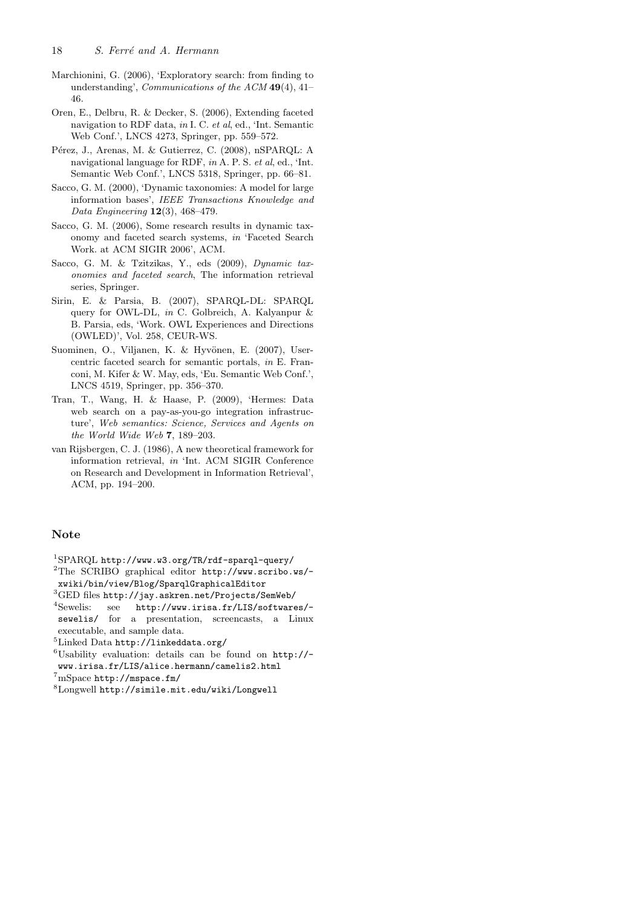Marchionini, G. (2006), 'Exploratory search: from finding to understanding', *Communications of the ACM* **49**(4), 41–46.

Oren, E., Delbru, R. & Decker, S. (2006), Extending faceted navigation to RDF data, *in* I. C. *et al*, ed., 'Int. Semantic Web Conf.', LNCS 4273, Springer, pp. 559–572.

Pérez, J., Arenas, M. & Gutierrez, C. (2008), nSPARQL: A navigational language for RDF, *in* A. P. S. *et al*, ed., 'Int. Semantic Web Conf.', LNCS 5318, Springer, pp. 66–81.

Sacco, G. M. (2000), 'Dynamic taxonomies: A model for large information bases', *IEEE Transactions Knowledge and Data Engineering* **12**(3), 468–479.

Sacco, G. M. (2006), Some research results in dynamic taxonomy and faceted search systems, *in* 'Faceted Search Work. at ACM SIGIR 2006', ACM.

Sacco, G. M. & Tzitzikas, Y., eds (2009), *Dynamic taxonomies and faceted search*, The information retrieval series, Springer.

Sirin, E. & Parsia, B. (2007), SPARQL-DL: SPARQL query for OWL-DL, *in* C. Golbreich, A. Kalyanpur & B. Parsia, eds, 'Work. OWL Experiences and Directions (OWLED)', Vol. 258, CEUR-WS.

Suominen, O., Viljanen, K. & Hyvönen, E. (2007), User-centric faceted search for semantic portals, *in* E. Franconi, M. Kifer & W. May, eds, 'Eu. Semantic Web Conf.', LNCS 4519, Springer, pp. 356–370.

Tran, T., Wang, H. & Haase, P. (2009), 'Hermes: Data web search on a pay-as-you-go integration infrastructure', *Web semantics: Science, Services and Agents on the World Wide Web* **7**, 189–203.

van Rijsbergen, C. J. (1986), A new theoretical framework for information retrieval, *in* 'Int. ACM SIGIR Conference on Research and Development in Information Retrieval', ACM, pp. 194–200.

## Note

[1] SPARQL http://www.w3.org/TR/rdf-sparql-query/

[2] The SCRIBO graphical editor http://www.scribo.ws/xwiki/bin/view/Blog/SparqlGraphicalEditor

[3] GED files http://jay.askren.net/Projects/SemWeb/

[4] Sewelis: see http://www.irisa.fr/LIS/softwares/sewelis/ for a presentation, screencasts, a Linux executable, and sample data.

[5] Linked Data http://linkeddata.org/

[6] Usability evaluation: details can be found on http://www.irisa.fr/LIS/alice.hermann/camelis2.html

[7] mSpace http://mspace.fm/

[8] Longwell http://simile.mit.edu/wiki/Longwell